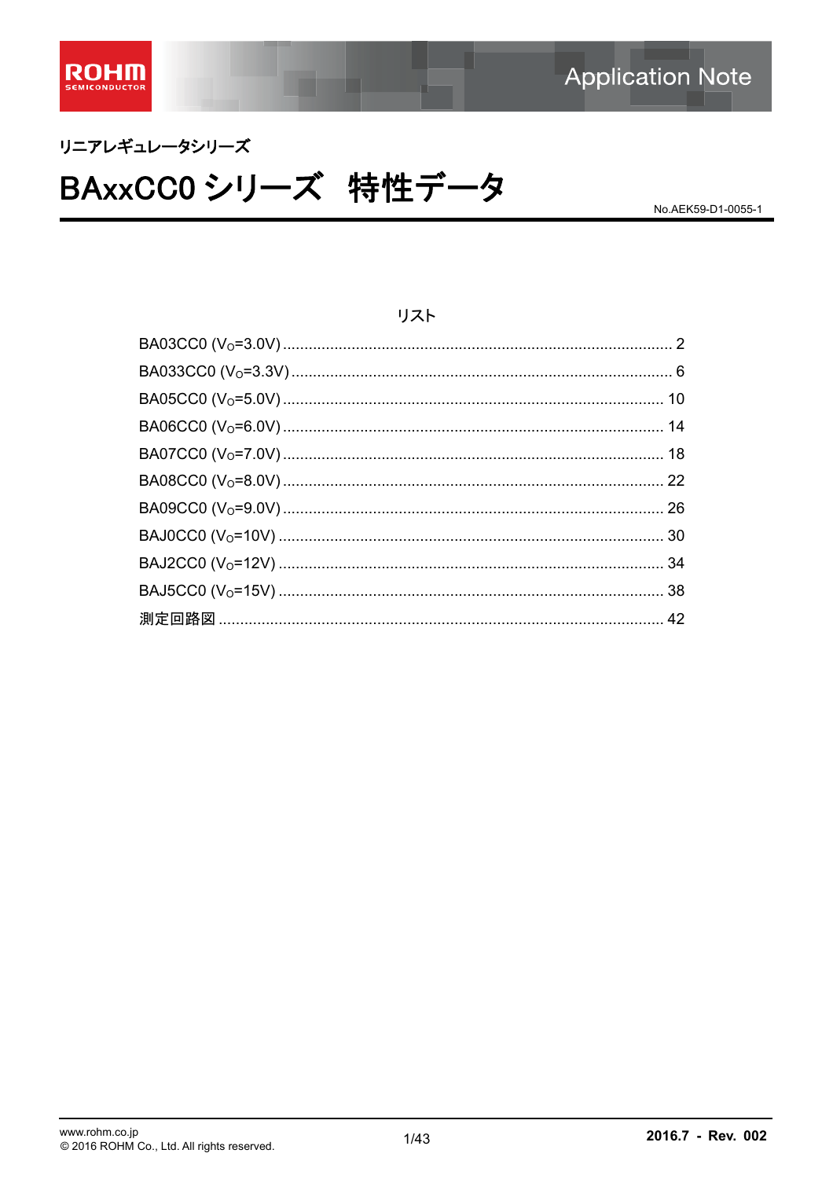リニアレギュレータシリーズ

# BAxxCC0 シリーズ　特性データ

No.AEK59-D1-0055-1

リスト

BA03CC0 ($V_O$=3.0V) .......... 2
BA033CC0 ($V_O$=3.3V) .......... 6
BA05CC0 ($V_O$=5.0V) .......... 10
BA06CC0 ($V_O$=6.0V) .......... 14
BA07CC0 ($V_O$=7.0V) .......... 18
BA08CC0 ($V_O$=8.0V) .......... 22
BA09CC0 ($V_O$=9.0V) .......... 26
BAJ0CC0 ($V_O$=10V) .......... 30
BAJ2CC0 ($V_O$=12V) .......... 34
BAJ5CC0 ($V_O$=15V) .......... 38
測定回路図 .......... 42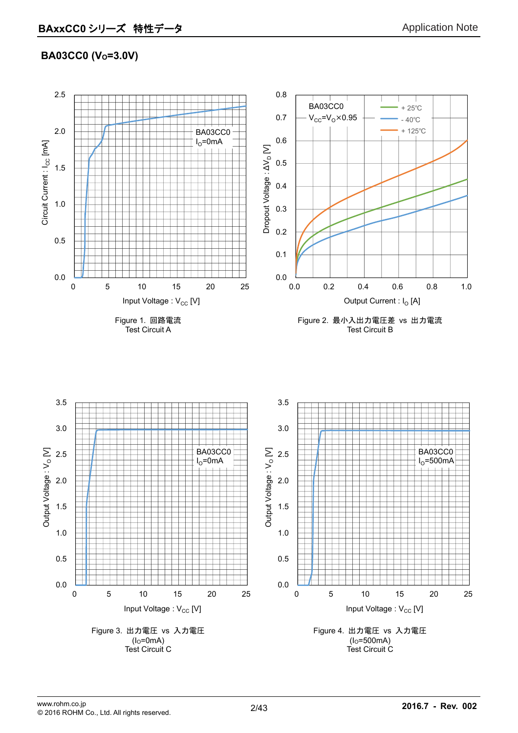## BA03CC0 ($V_O$=3.0V)

Figure 1. 回路電流
Test Circuit A

Figure 2. 最小入出力電圧差 vs 出力電流
Test Circuit B

Figure 3. 出力電圧 vs 入力電圧
($I_O$=0mA)
Test Circuit C

Figure 4. 出力電圧 vs 入力電圧
($I_O$=500mA)
Test Circuit C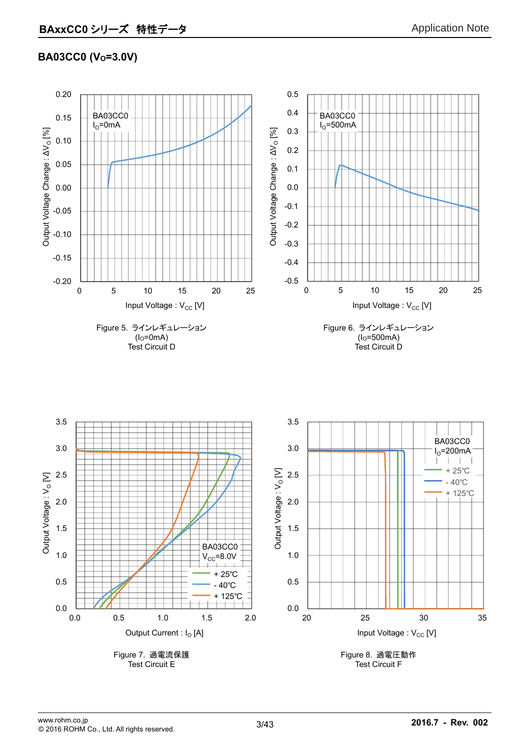## BA03CC0 ($V_O$=3.0V)

Figure 5. ラインレギュレーション
($I_O$=0mA)
Test Circuit D

Figure 6. ラインレギュレーション
($I_O$=500mA)
Test Circuit D

Figure 7. 過電流保護
Test Circuit E

Figure 8. 過電圧動作
Test Circuit F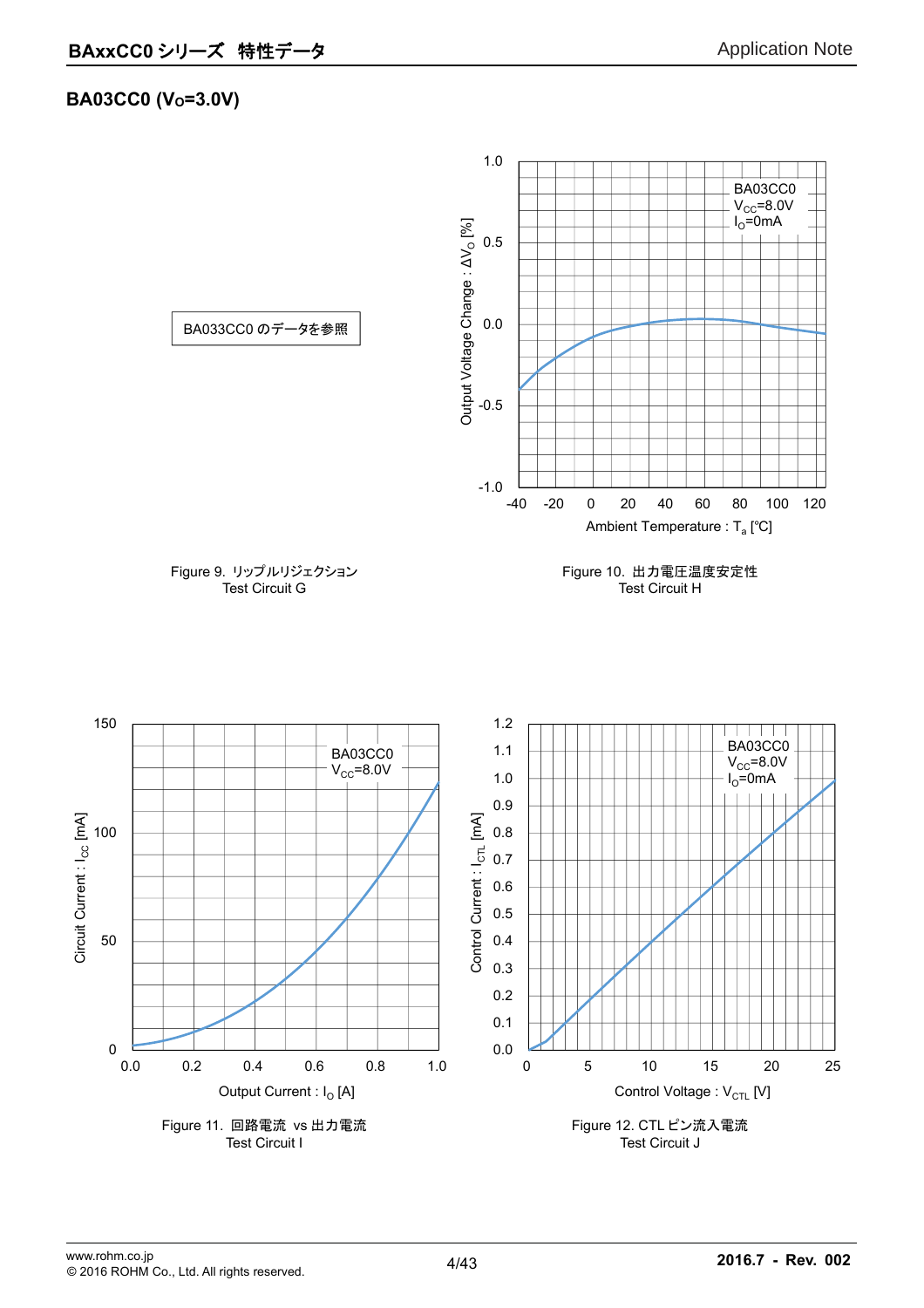## BA03CC0 ($V_O$=3.0V)

BA033CC0 のデータを参照

Figure 9. リップルリジェクション
Test Circuit G

BA03CC0
$V_{CC}$=8.0V
$I_O$=0mA

Output Voltage Change : $\Delta V_O$ [%]

Ambient Temperature : $T_a$ [℃]

Figure 10. 出力電圧温度安定性
Test Circuit H

BA03CC0
$V_{CC}$=8.0V

Circuit Current : $I_{CC}$ [mA]

Output Current : $I_O$ [A]

Figure 11. 回路電流 vs 出力電流
Test Circuit I

BA03CC0
$V_{CC}$=8.0V
$I_O$=0mA

Control Current : $I_{CTL}$ [mA]

Control Voltage : $V_{CTL}$ [V]

Figure 12. CTL ピン流入電流
Test Circuit J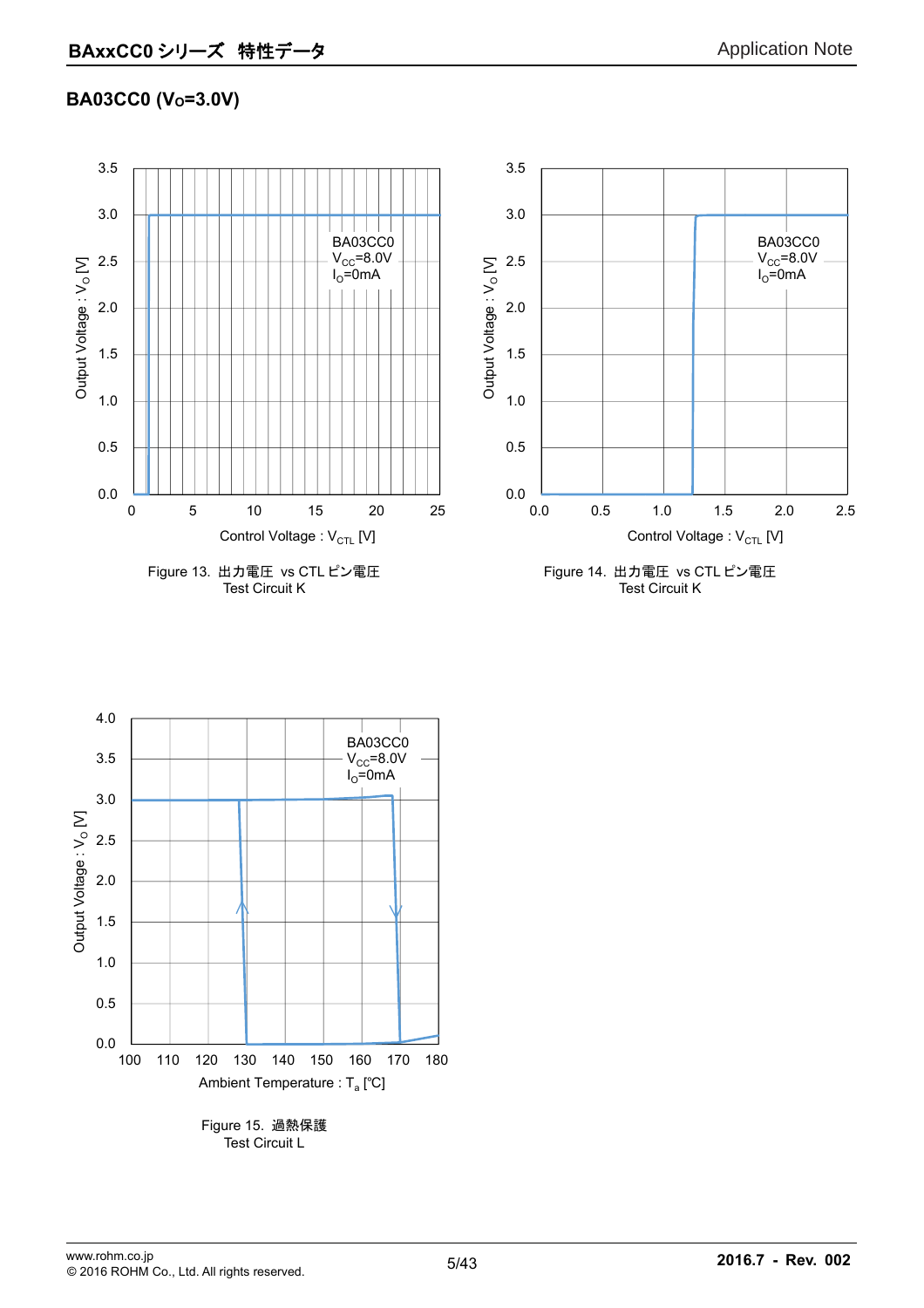## BA03CC0 ($V_O$=3.0V)

Figure 13. 出力電圧 vs CTL ピン電圧
Test Circuit K

Figure 14. 出力電圧 vs CTL ピン電圧
Test Circuit K

Figure 15. 過熱保護
Test Circuit L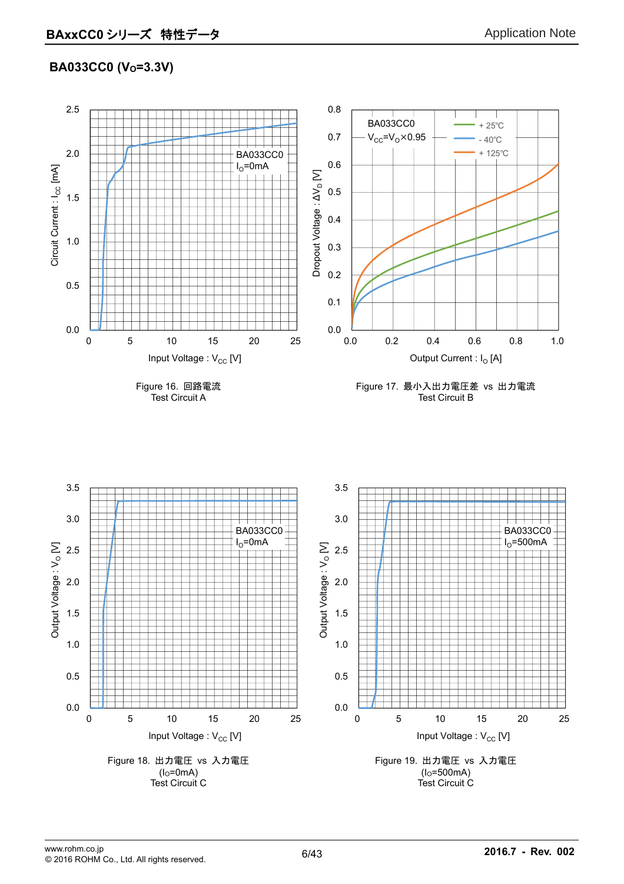## BA033CC0 ($V_O$=3.3V)

Figure 16. 回路電流
Test Circuit A

Figure 17. 最小入出力電圧差 vs 出力電流
Test Circuit B

Figure 18. 出力電圧 vs 入力電圧
($I_O$=0mA)
Test Circuit C

Figure 19. 出力電圧 vs 入力電圧
($I_O$=500mA)
Test Circuit C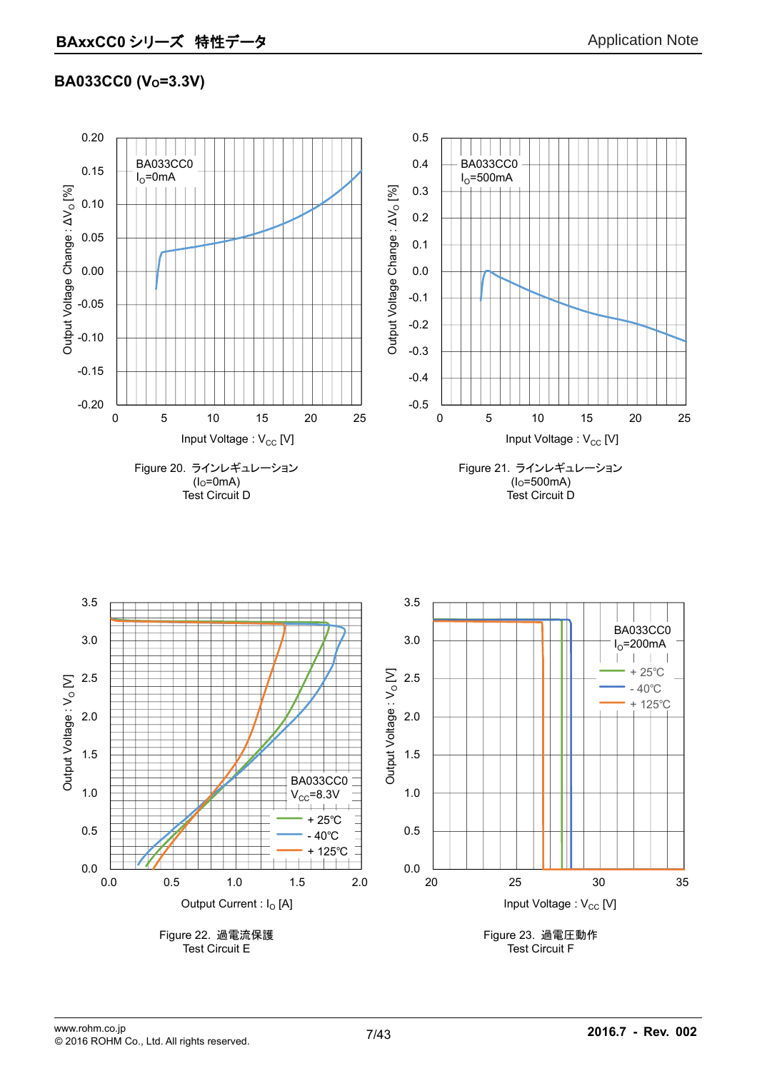## BA033CC0 ($V_O$=3.3V)

Figure 20. ラインレギュレーション
($I_O$=0mA)
Test Circuit D

Figure 21. ラインレギュレーション
($I_O$=500mA)
Test Circuit D

Figure 22. 過電流保護
Test Circuit E

Figure 23. 過電圧動作
Test Circuit F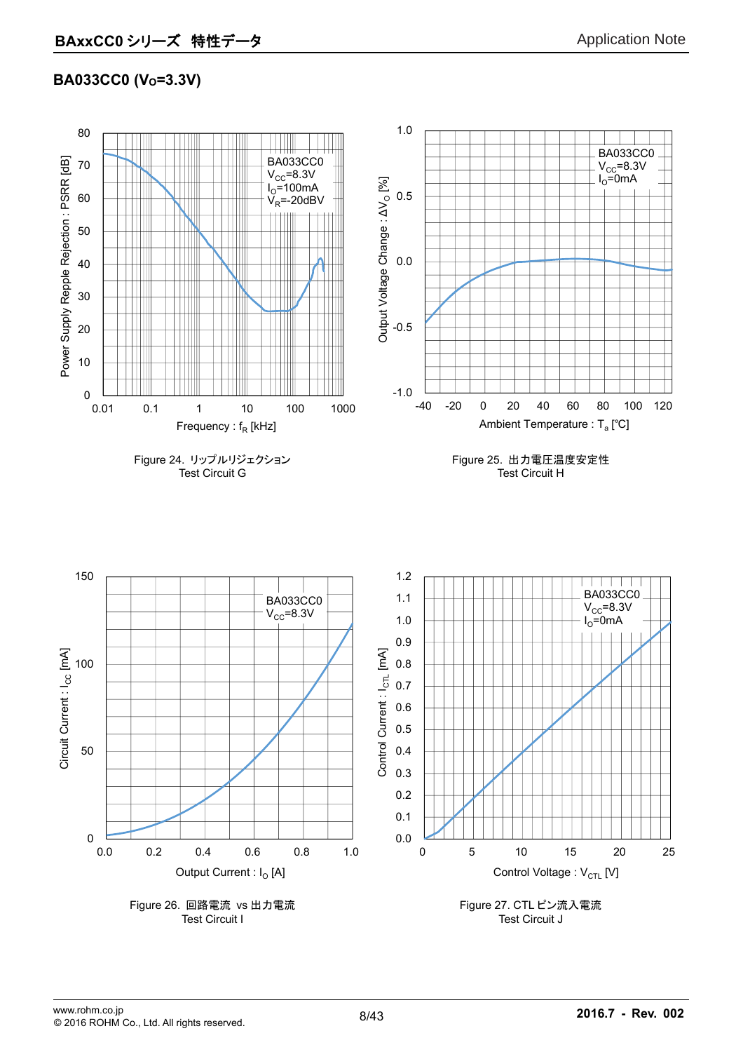## BA033CC0 ($V_O$=3.3V)

Figure 24. リップルリジェクション
Test Circuit G

Figure 25. 出力電圧温度安定性
Test Circuit H

Figure 26. 回路電流 vs 出力電流
Test Circuit I

Figure 27. CTL ピン流入電流
Test Circuit J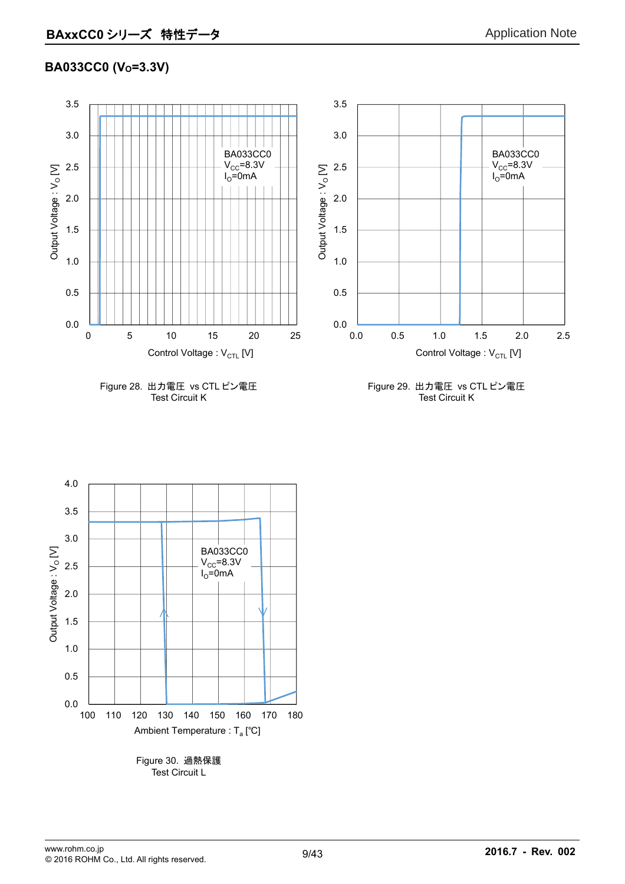## BA033CC0 ($V_O$=3.3V)

Figure 28. 出力電圧 vs CTL ピン電圧
Test Circuit K

Figure 29. 出力電圧 vs CTL ピン電圧
Test Circuit K

Figure 30. 過熱保護
Test Circuit L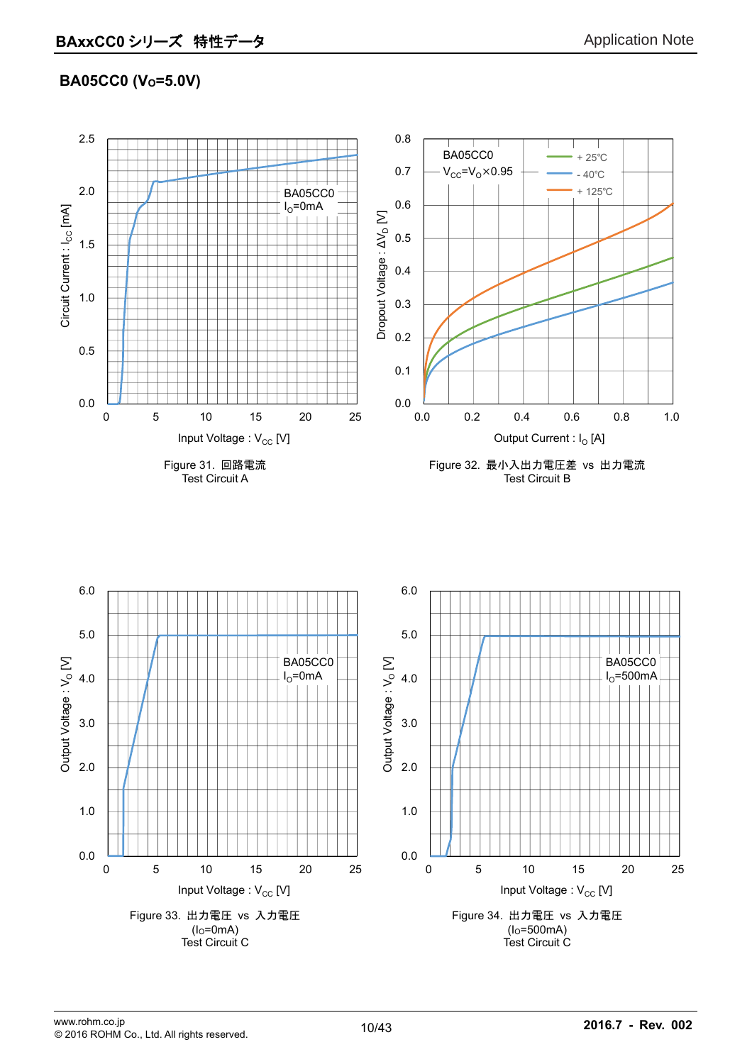## BA05CC0 ($V_O$=5.0V)

Figure 31. 回路電流
Test Circuit A

Figure 32. 最小入出力電圧差 vs 出力電流
Test Circuit B

Figure 33. 出力電圧 vs 入力電圧
($I_O$=0mA)
Test Circuit C

Figure 34. 出力電圧 vs 入力電圧
($I_O$=500mA)
Test Circuit C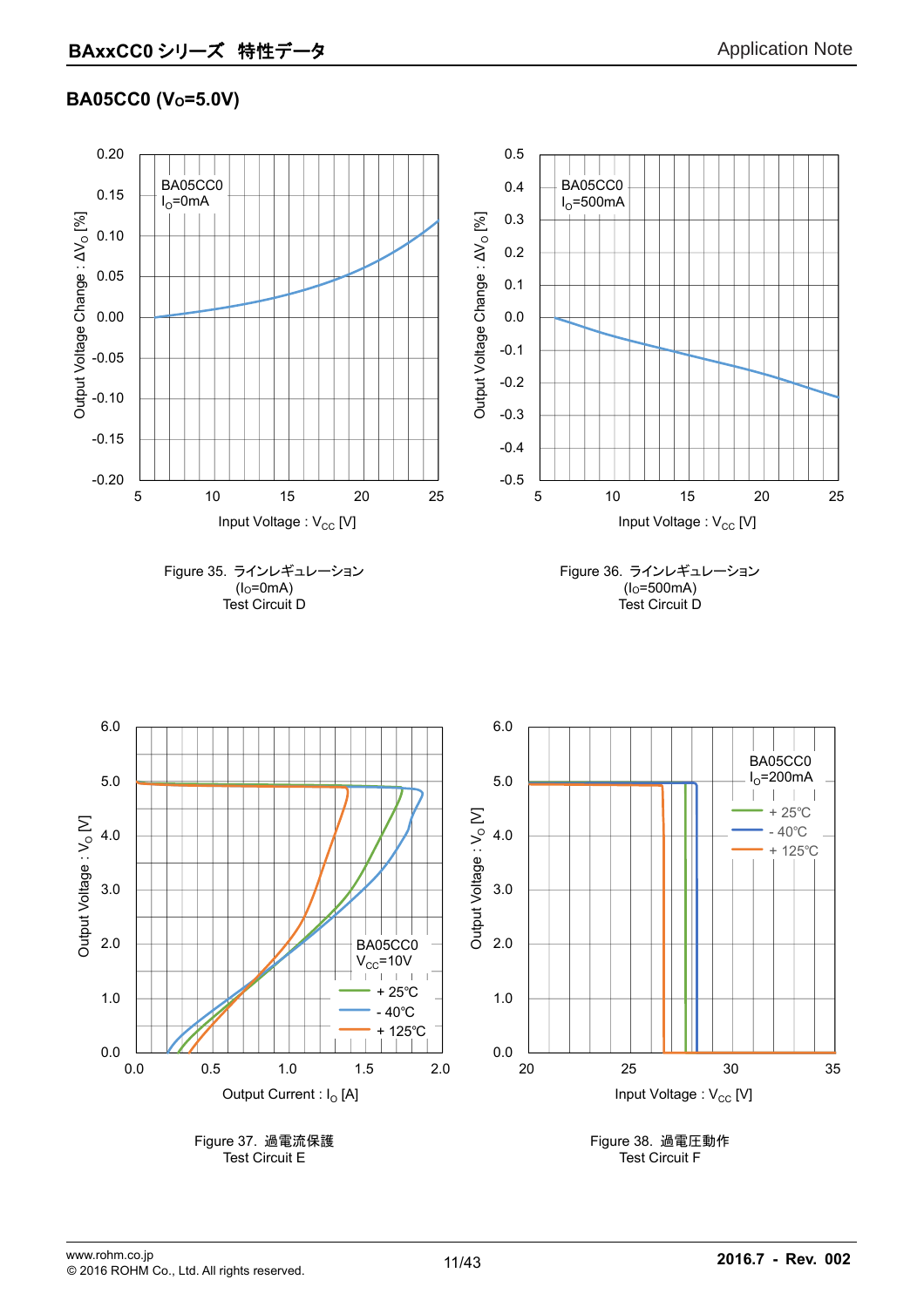## BA05CC0 ($V_O$=5.0V)

Figure 35. ラインレギュレーション
($I_O$=0mA)
Test Circuit D

Figure 36. ラインレギュレーション
($I_O$=500mA)
Test Circuit D

Figure 37. 過電流保護
Test Circuit E

Figure 38. 過電圧動作
Test Circuit F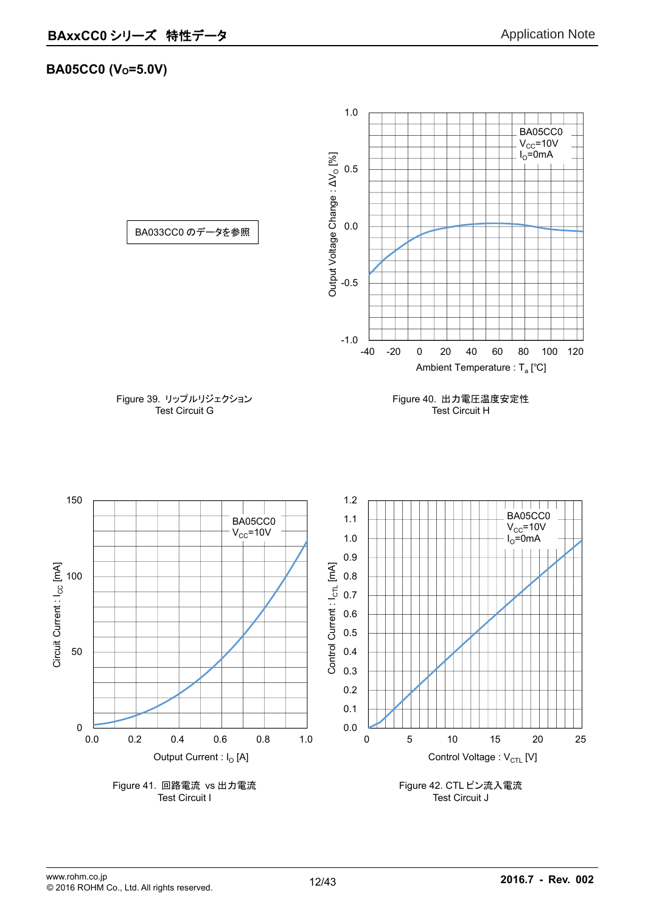## BA05CC0 ($V_O$=5.0V)

BA033CC0 のデータを参照

Figure 39. リップルリジェクション
Test Circuit G

BA05CC0
$V_{CC}$=10V
$I_O$=0mA

Output Voltage Change : $\Delta V_O$ [%]

Ambient Temperature : $T_a$ [℃]

Figure 40. 出力電圧温度安定性
Test Circuit H

BA05CC0
$V_{CC}$=10V

Circuit Current : $I_{CC}$ [mA]

Output Current : $I_O$ [A]

Figure 41. 回路電流 vs 出力電流
Test Circuit I

BA05CC0
$V_{CC}$=10V
$I_O$=0mA

Control Current : $I_{CTL}$ [mA]

Control Voltage : $V_{CTL}$ [V]

Figure 42. CTL ピン流入電流
Test Circuit J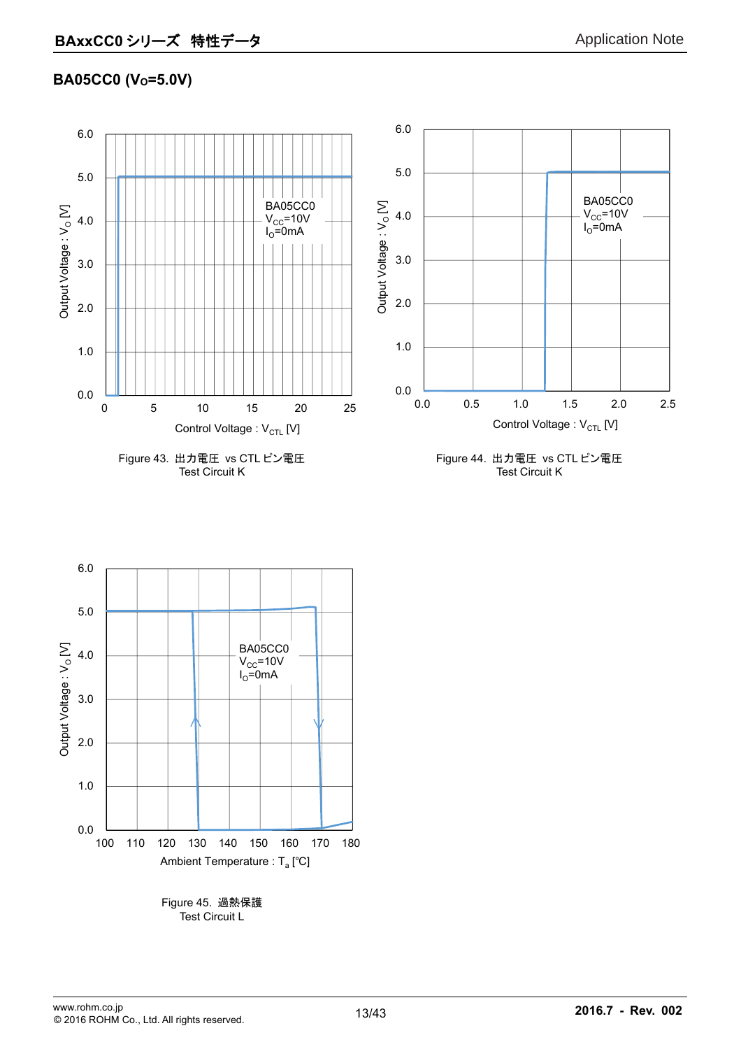## BA05CC0 ($V_O$=5.0V)

Figure 43. 出力電圧 vs CTL ピン電圧
Test Circuit K

Figure 44. 出力電圧 vs CTL ピン電圧
Test Circuit K

Figure 45. 過熱保護
Test Circuit L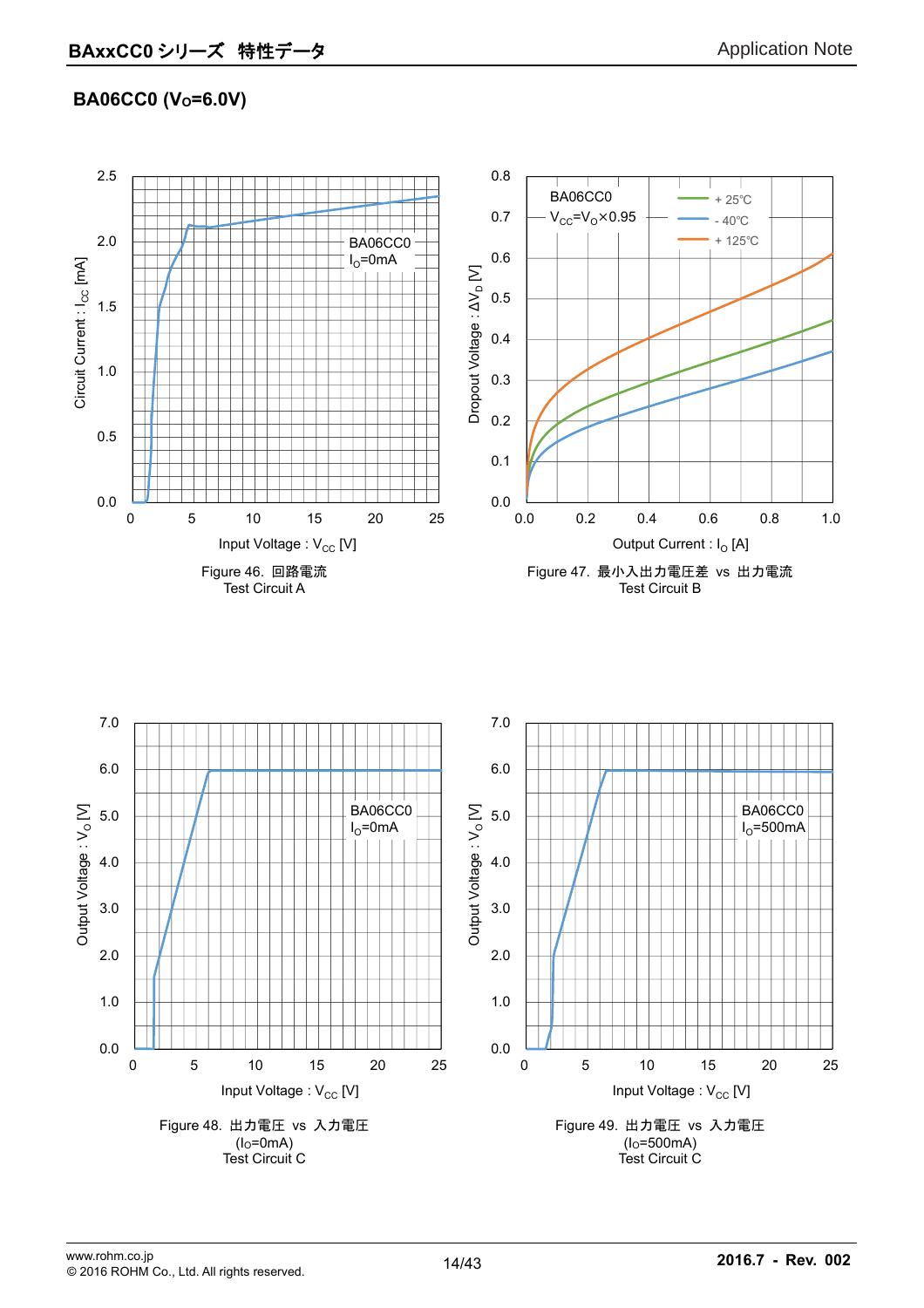## BA06CC0 ($V_O$=6.0V)

Figure 46. 回路電流
Test Circuit A

Figure 47. 最小入出力電圧差 vs 出力電流
Test Circuit B

Figure 48. 出力電圧 vs 入力電圧
($I_O$=0mA)
Test Circuit C

Figure 49. 出力電圧 vs 入力電圧
($I_O$=500mA)
Test Circuit C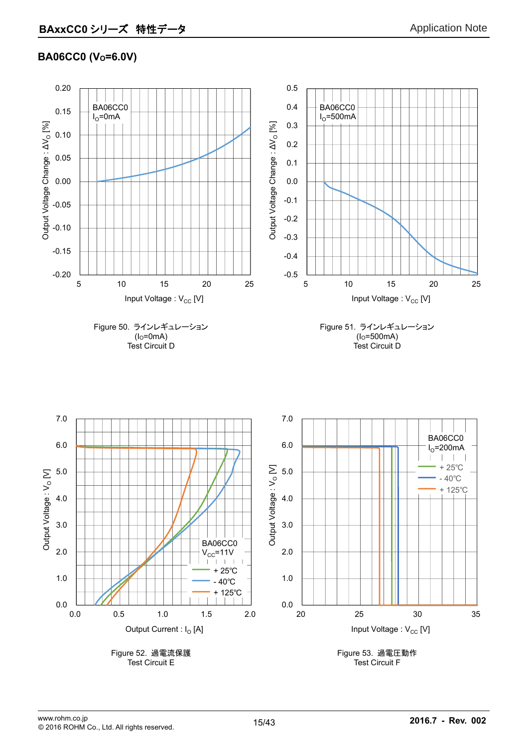## BA06CC0 ($V_O$=6.0V)

Figure 50. ラインレギュレーション
($I_O$=0mA)
Test Circuit D

Figure 51. ラインレギュレーション
($I_O$=500mA)
Test Circuit D

Figure 52. 過電流保護
Test Circuit E

Figure 53. 過電圧動作
Test Circuit F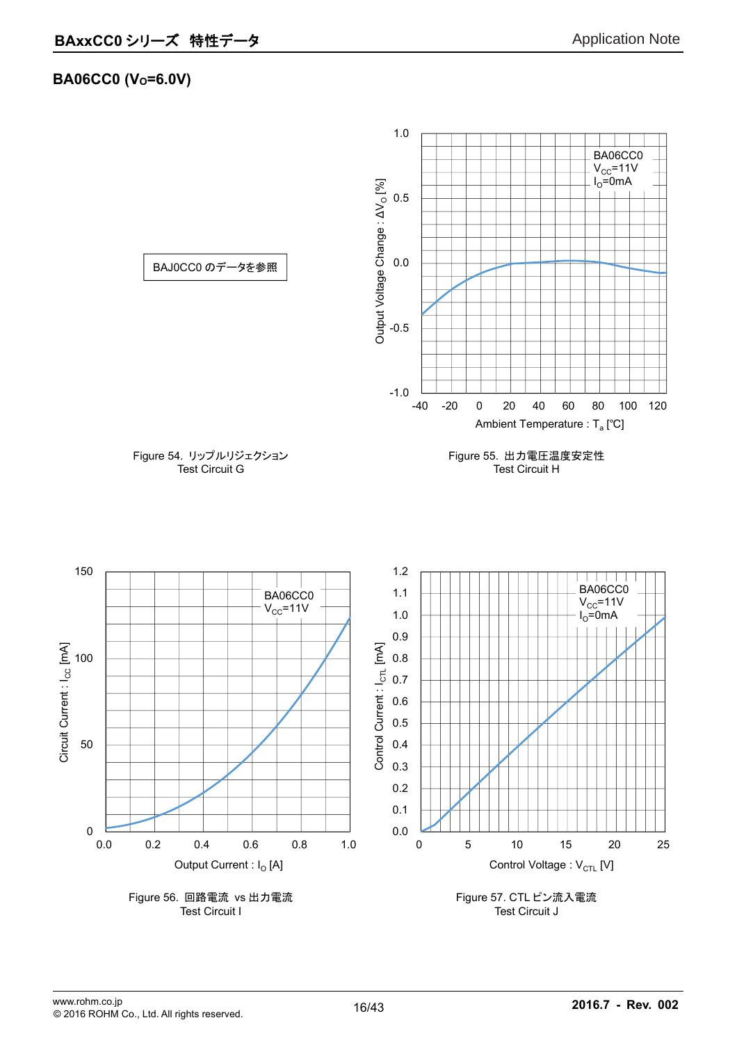## BA06CC0 ($V_O$=6.0V)

BAJ0CC0 のデータを参照

Figure 54. リップルリジェクション
Test Circuit G

Figure 55. 出力電圧温度安定性
Test Circuit H

Figure 56. 回路電流 vs 出力電流
Test Circuit I

Figure 57. CTL ピン流入電流
Test Circuit J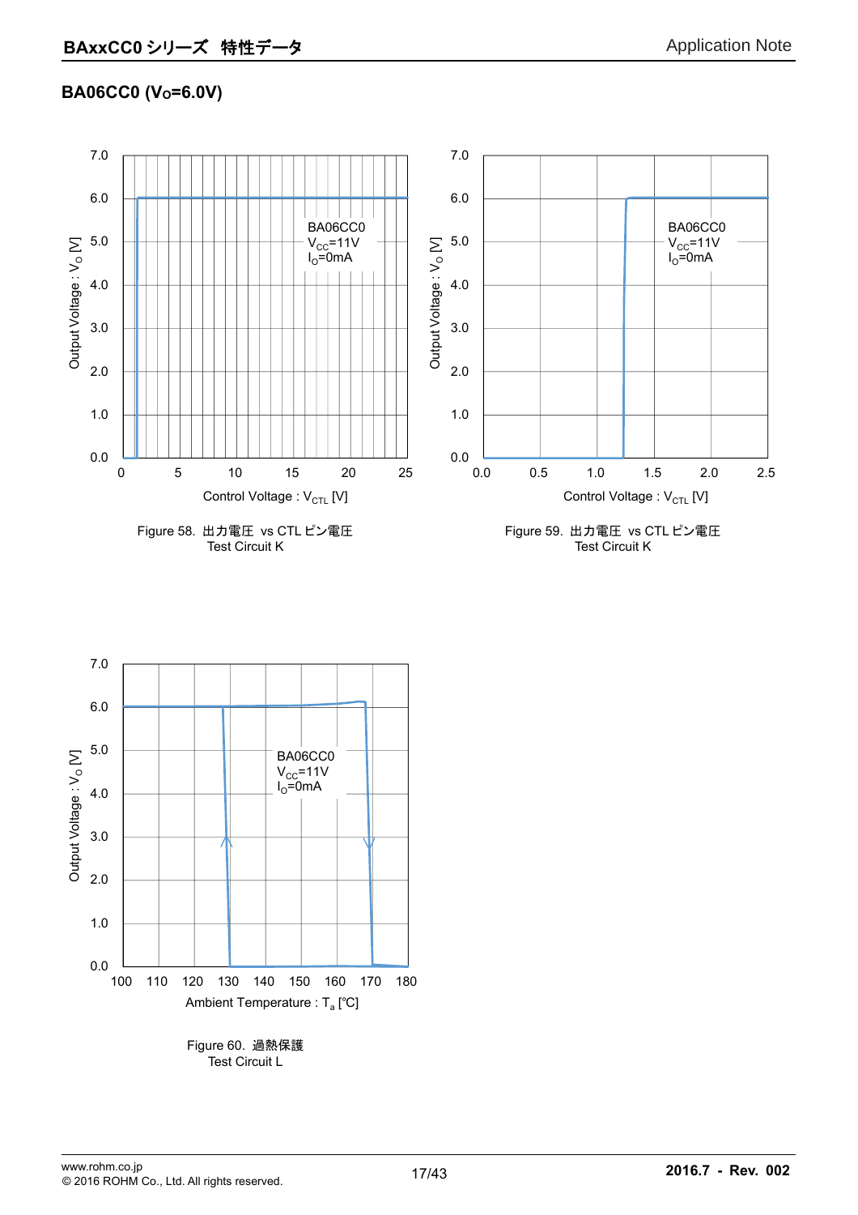## BA06CC0 ($V_O$=6.0V)

Figure 58. 出力電圧 vs CTL ピン電圧
Test Circuit K

Figure 59. 出力電圧 vs CTL ピン電圧
Test Circuit K

Figure 60. 過熱保護
Test Circuit L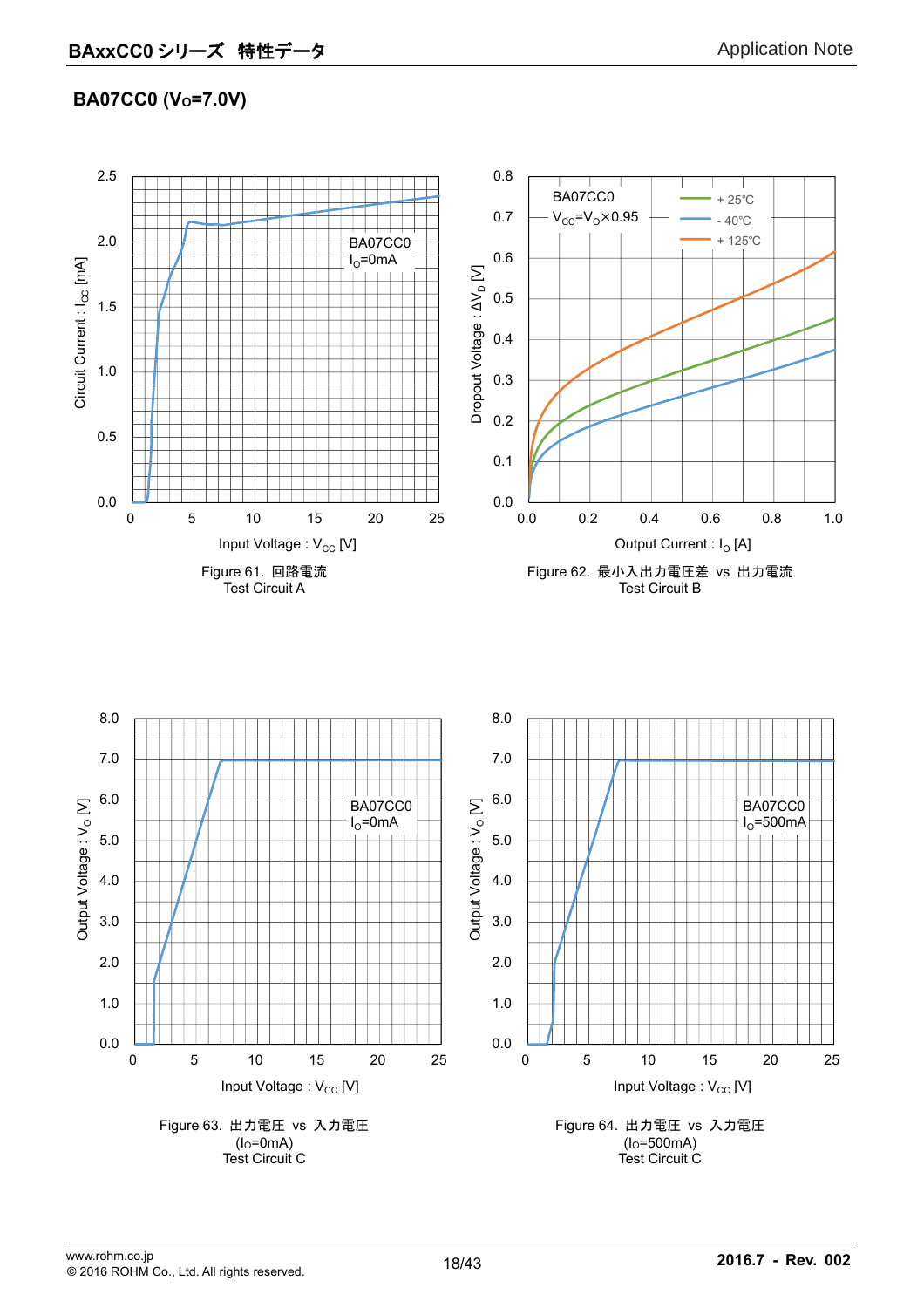## BA07CC0 ($V_O$=7.0V)

Figure 61. 回路電流
Test Circuit A

Figure 62. 最小入出力電圧差 vs 出力電流
Test Circuit B

Figure 63. 出力電圧 vs 入力電圧
($I_O$=0mA)
Test Circuit C

Figure 64. 出力電圧 vs 入力電圧
($I_O$=500mA)
Test Circuit C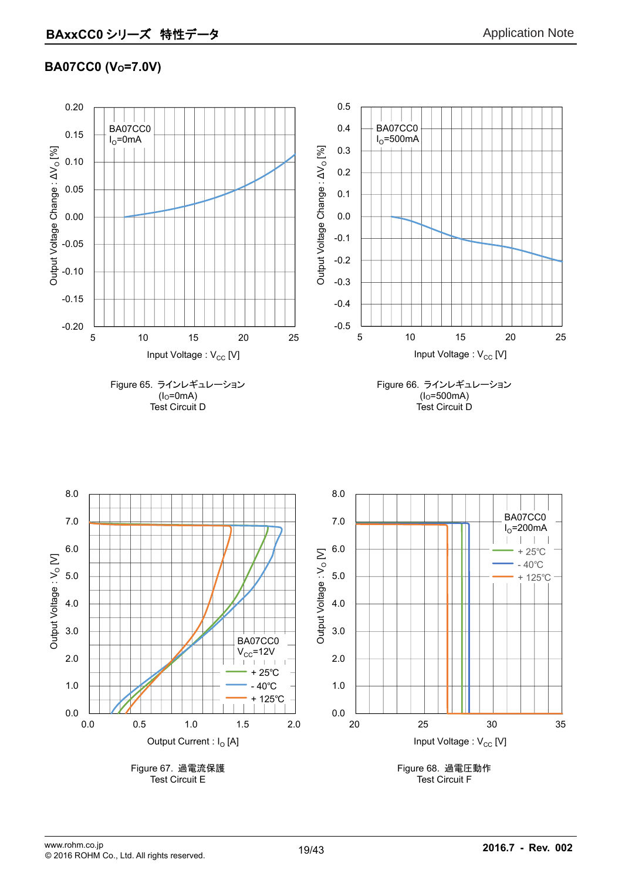## BA07CC0 ($V_O$=7.0V)

Figure 65. ラインレギュレーション
($I_O$=0mA)
Test Circuit D

Figure 66. ラインレギュレーション
($I_O$=500mA)
Test Circuit D

Figure 67. 過電流保護
Test Circuit E

Figure 68. 過電圧動作
Test Circuit F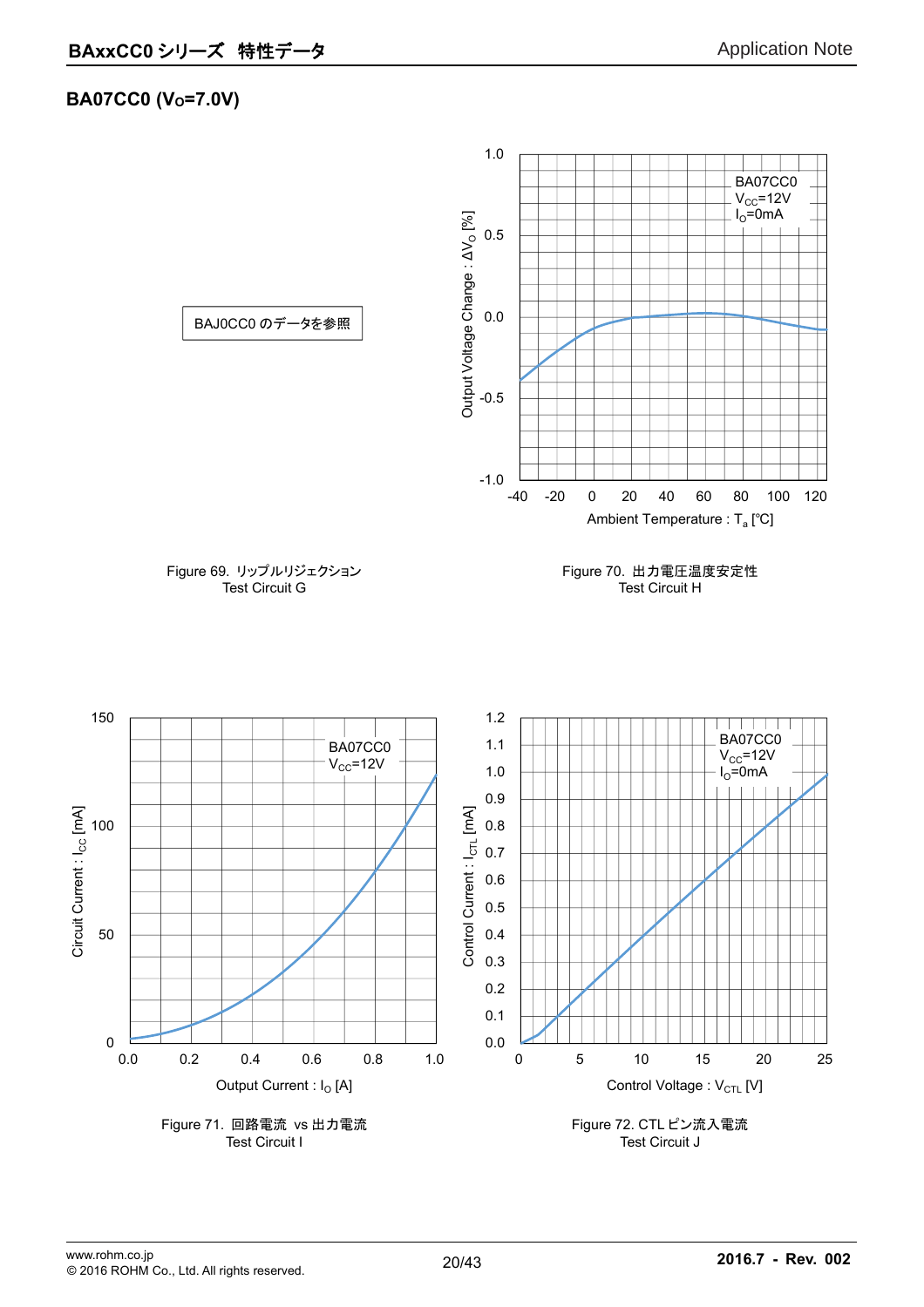## BA07CC0 ($V_O$=7.0V)

BAJ0CC0 のデータを参照

Figure 69. リップルリジェクション
Test Circuit G

BA07CC0
$V_{CC}$=12V
$I_O$=0mA

Output Voltage Change : $\Delta V_O$ [%]

Ambient Temperature : $T_a$ [℃]

Figure 70. 出力電圧温度安定性
Test Circuit H

BA07CC0
$V_{CC}$=12V

Circuit Current : $I_{CC}$ [mA]

Output Current : $I_O$ [A]

Figure 71. 回路電流 vs 出力電流
Test Circuit I

BA07CC0
$V_{CC}$=12V
$I_O$=0mA

Control Current : $I_{CTL}$ [mA]

Control Voltage : $V_{CTL}$ [V]

Figure 72. CTL ピン流入電流
Test Circuit J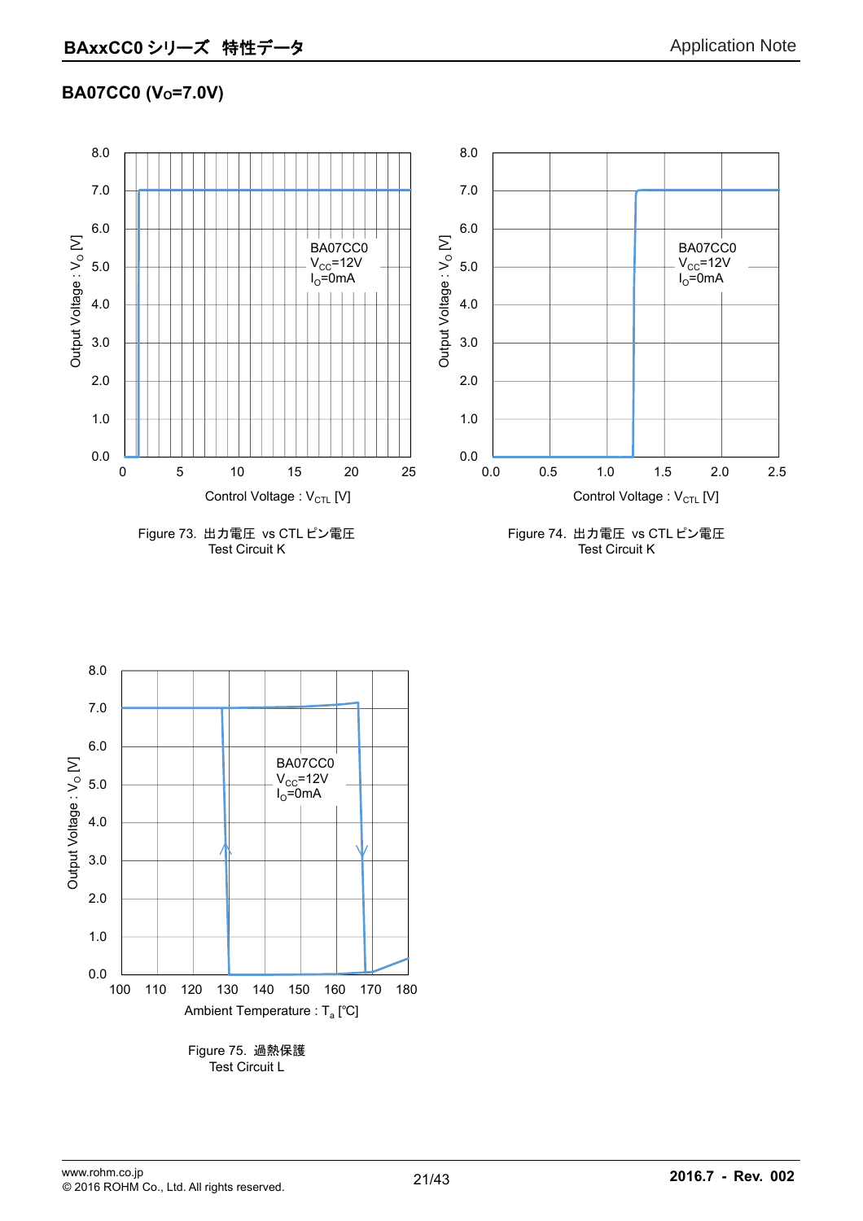## BA07CC0 ($V_O$=7.0V)

Figure 73. 出力電圧 vs CTL ピン電圧
Test Circuit K

Figure 74. 出力電圧 vs CTL ピン電圧
Test Circuit K

Figure 75. 過熱保護
Test Circuit L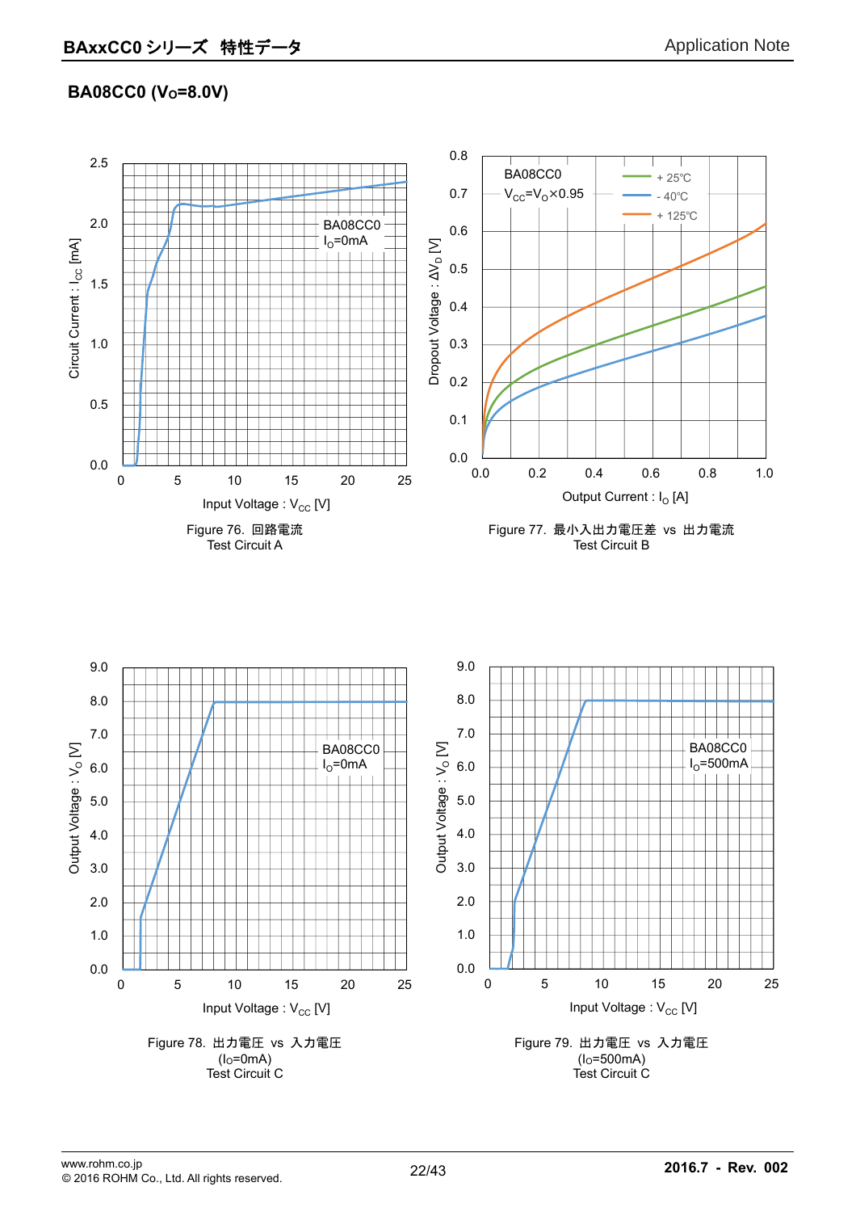## BA08CC0 ($V_O$=8.0V)

Figure 76. 回路電流
Test Circuit A

Figure 77. 最小入出力電圧差 vs 出力電流
Test Circuit B

Figure 78. 出力電圧 vs 入力電圧
($I_O$=0mA)
Test Circuit C

Figure 79. 出力電圧 vs 入力電圧
($I_O$=500mA)
Test Circuit C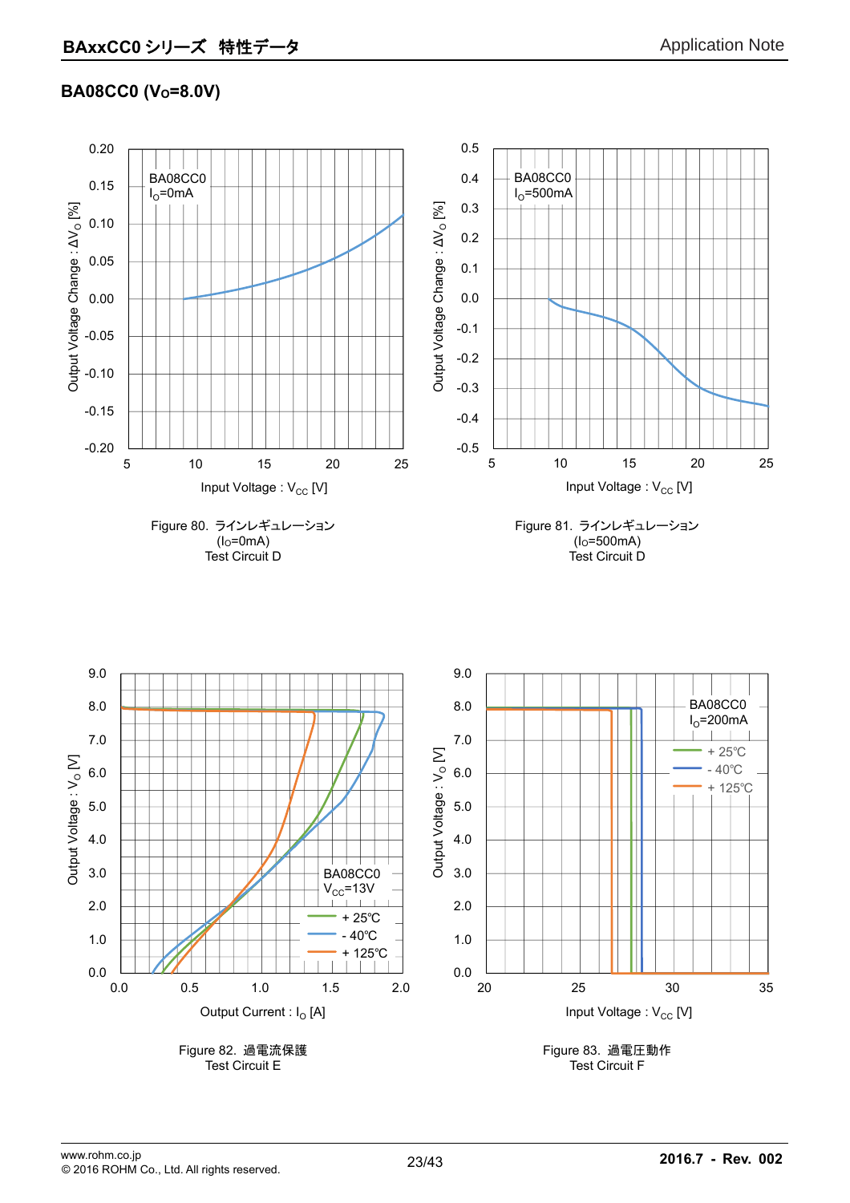## BA08CC0 ($V_O$=8.0V)

Figure 80. ラインレギュレーション
($I_O$=0mA)
Test Circuit D

Figure 81. ラインレギュレーション
($I_O$=500mA)
Test Circuit D

Figure 82. 過電流保護
Test Circuit E

Figure 83. 過電圧動作
Test Circuit F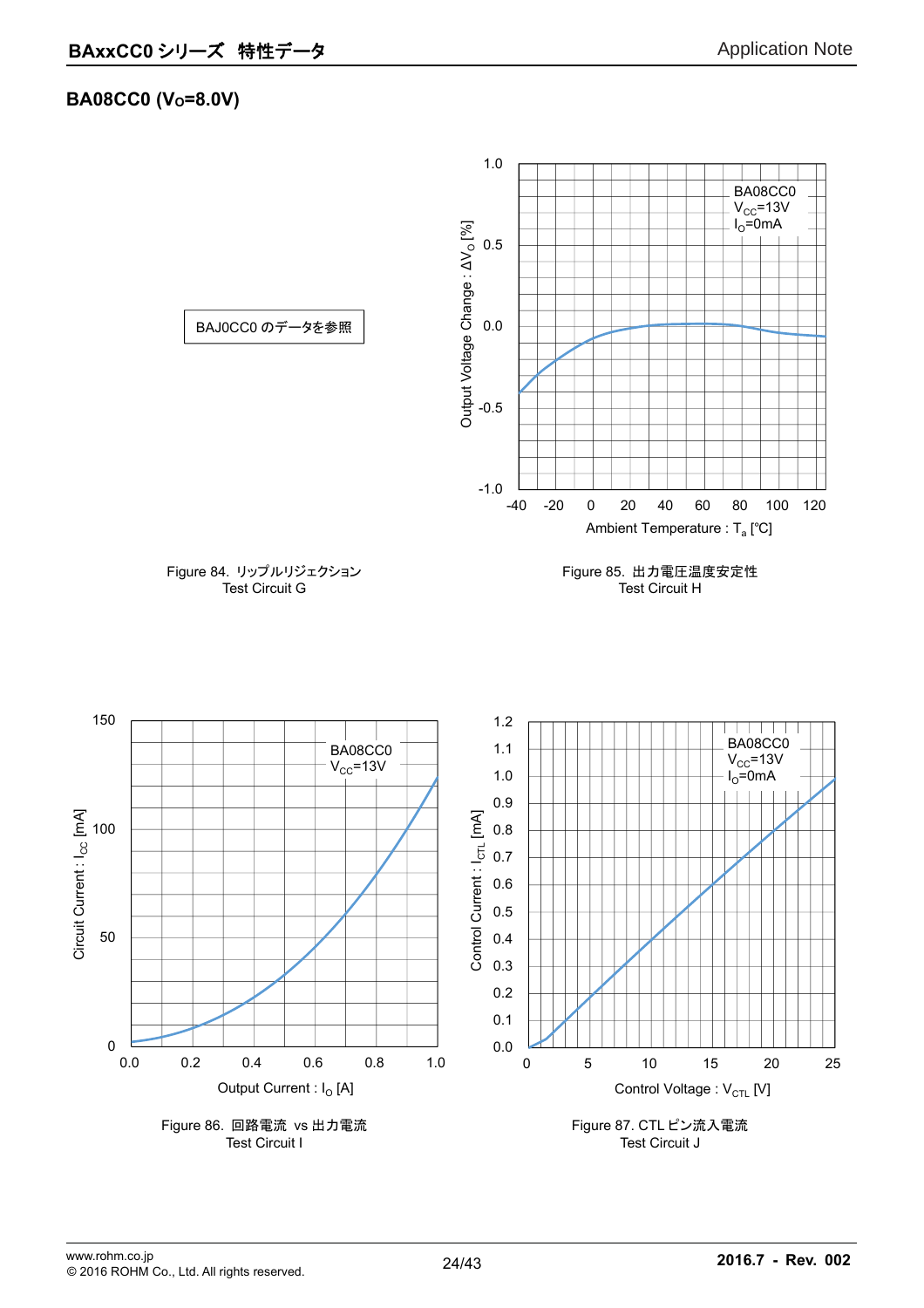## BA08CC0 ($V_O$=8.0V)

BAJ0CC0 のデータを参照

Figure 84. リップルリジェクション
Test Circuit G

BA08CC0
$V_{CC}$=13V
$I_O$=0mA

Output Voltage Change : $\Delta V_O$ [%]

Ambient Temperature : $T_a$ [℃]

Figure 85. 出力電圧温度安定性
Test Circuit H

BA08CC0
$V_{CC}$=13V

Circuit Current : $I_{CC}$ [mA]

Output Current : $I_O$ [A]

Figure 86. 回路電流 vs 出力電流
Test Circuit I

BA08CC0
$V_{CC}$=13V
$I_O$=0mA

Control Current : $I_{CTL}$ [mA]

Control Voltage : $V_{CTL}$ [V]

Figure 87. CTL ピン流入電流
Test Circuit J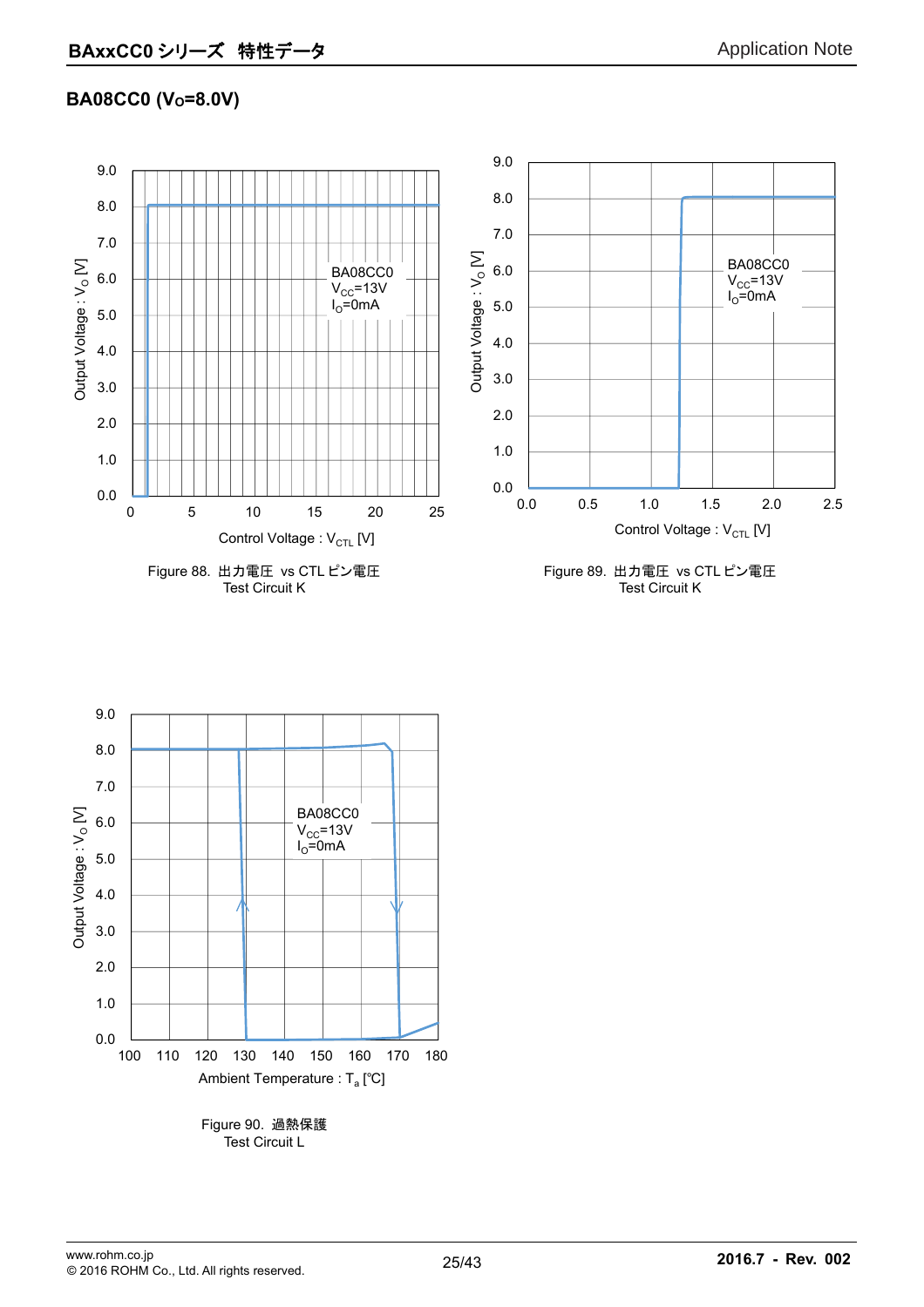## BA08CC0 ($V_O$=8.0V)

Figure 88. 出力電圧 vs CTL ピン電圧
Test Circuit K

Figure 89. 出力電圧 vs CTL ピン電圧
Test Circuit K

Figure 90. 過熱保護
Test Circuit L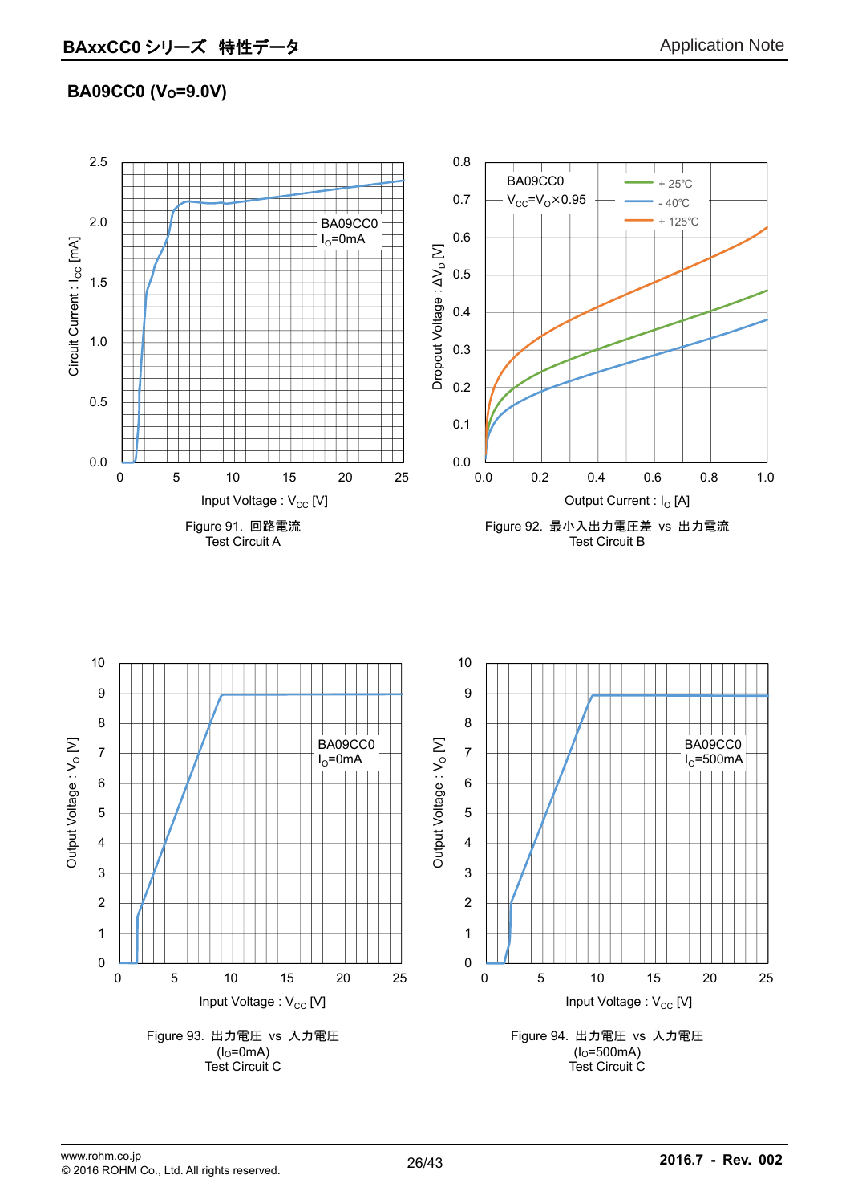## BA09CC0 ($V_O$=9.0V)

Figure 91. 回路電流
Test Circuit A

Figure 92. 最小入出力電圧差 vs 出力電流
Test Circuit B

Figure 93. 出力電圧 vs 入力電圧
($I_O$=0mA)
Test Circuit C

Figure 94. 出力電圧 vs 入力電圧
($I_O$=500mA)
Test Circuit C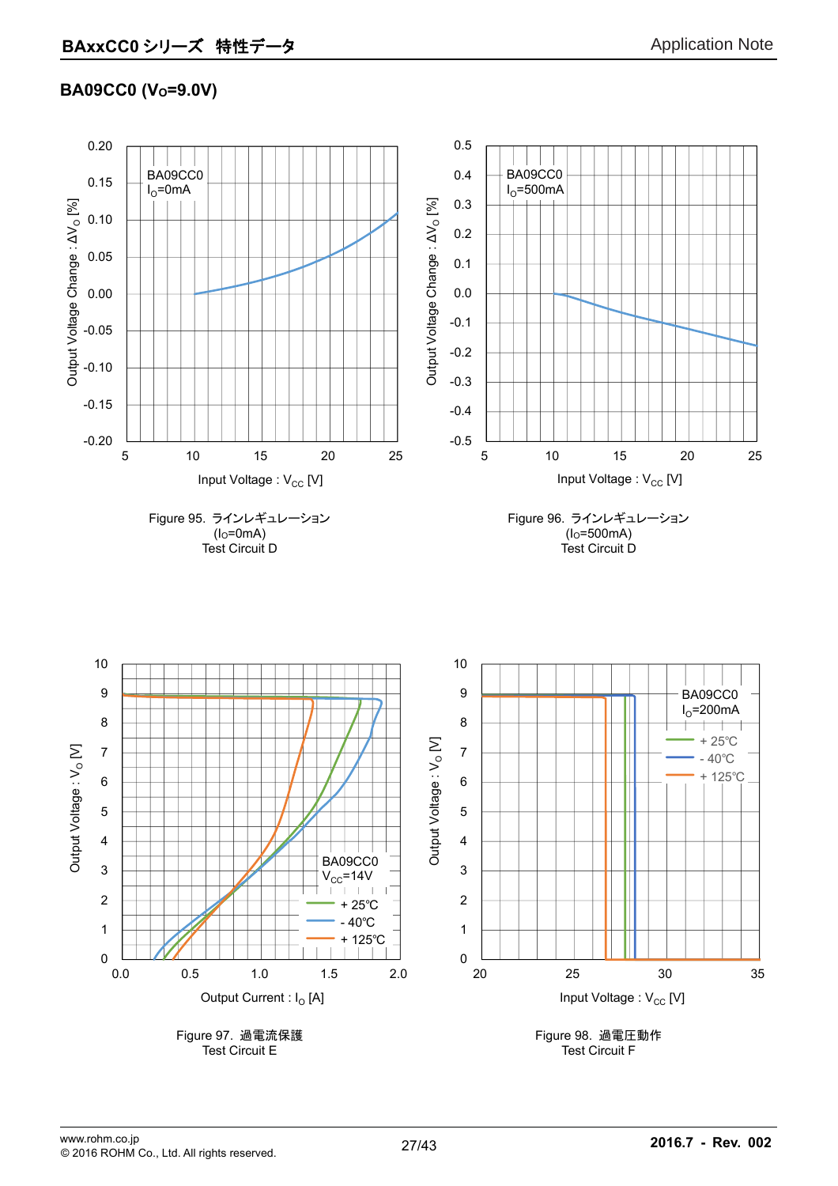## BA09CC0 ($V_O$=9.0V)

Figure 95. ラインレギュレーション
($I_O$=0mA)
Test Circuit D

Figure 96. ラインレギュレーション
($I_O$=500mA)
Test Circuit D

Figure 97. 過電流保護
Test Circuit E

Figure 98. 過電圧動作
Test Circuit F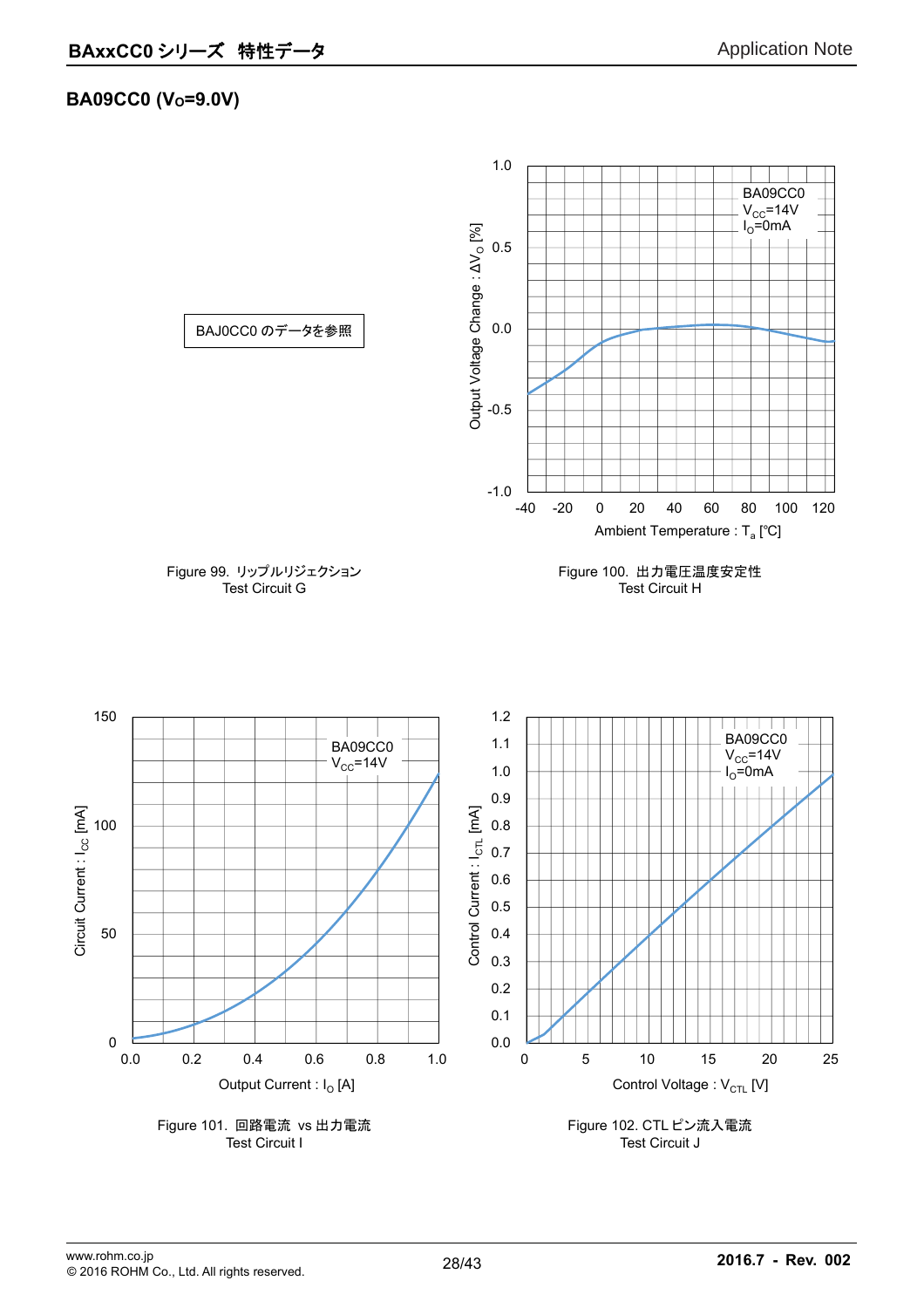## BA09CC0 ($V_O$=9.0V)

BAJ0CC0 のデータを参照

Figure 99. リップルリジェクション
Test Circuit G

BA09CC0
$V_{CC}$=14V
$I_O$=0mA

Output Voltage Change : $\Delta V_O$ [%]

Ambient Temperature : $T_a$ [℃]

Figure 100. 出力電圧温度安定性
Test Circuit H

BA09CC0
$V_{CC}$=14V

Circuit Current : $I_{CC}$ [mA]

Output Current : $I_O$ [A]

Figure 101. 回路電流 vs 出力電流
Test Circuit I

BA09CC0
$V_{CC}$=14V
$I_O$=0mA

Control Current : $I_{CTL}$ [mA]

Control Voltage : $V_{CTL}$ [V]

Figure 102. CTL ピン流入電流
Test Circuit J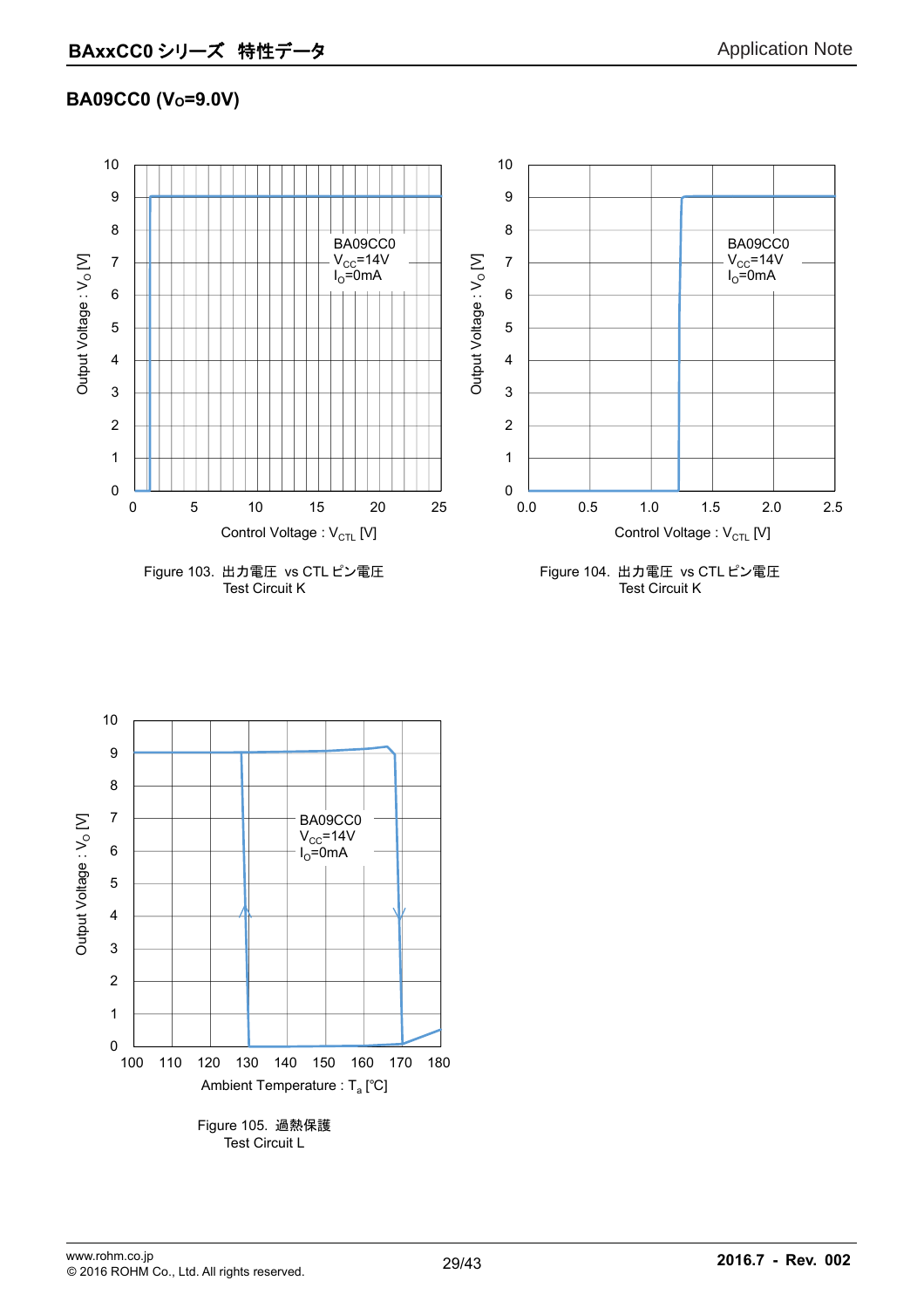### BA09CC0 ($V_O$=9.0V)

Figure 103. 出力電圧 vs CTL ピン電圧
Test Circuit K

Figure 104. 出力電圧 vs CTL ピン電圧
Test Circuit K

Figure 105. 過熱保護
Test Circuit L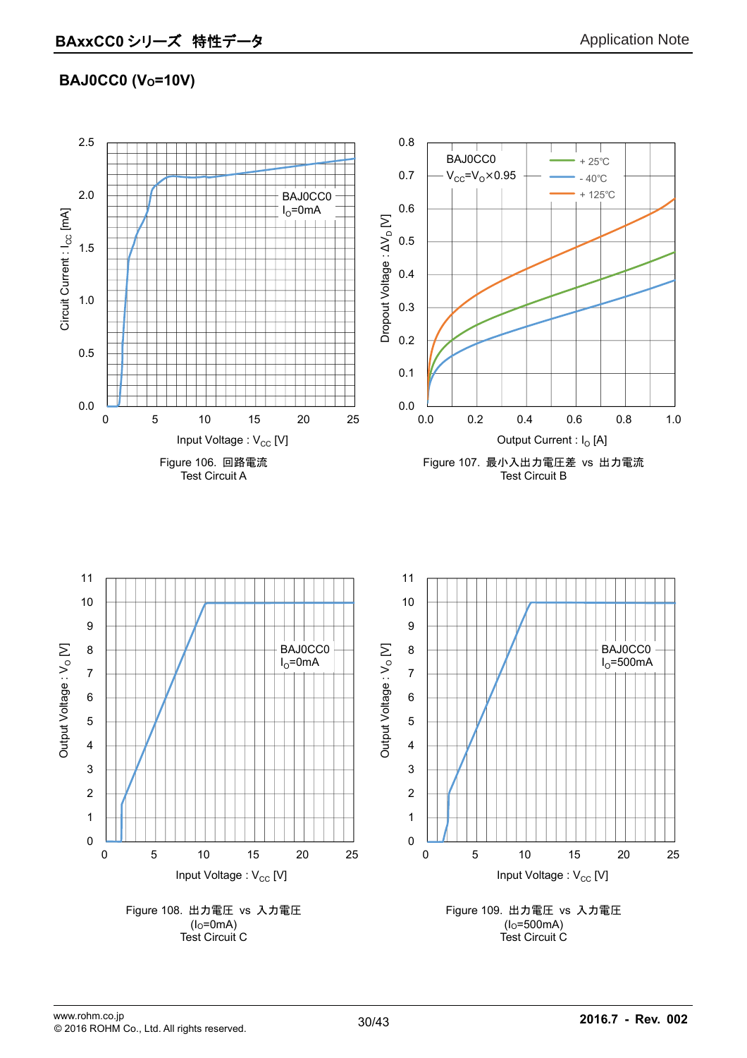## BAJ0CC0 ($V_O$=10V)

Figure 106. 回路電流
Test Circuit A

Figure 107. 最小入出力電圧差 vs 出力電流
Test Circuit B

Figure 108. 出力電圧 vs 入力電圧
($I_O$=0mA)
Test Circuit C

Figure 109. 出力電圧 vs 入力電圧
($I_O$=500mA)
Test Circuit C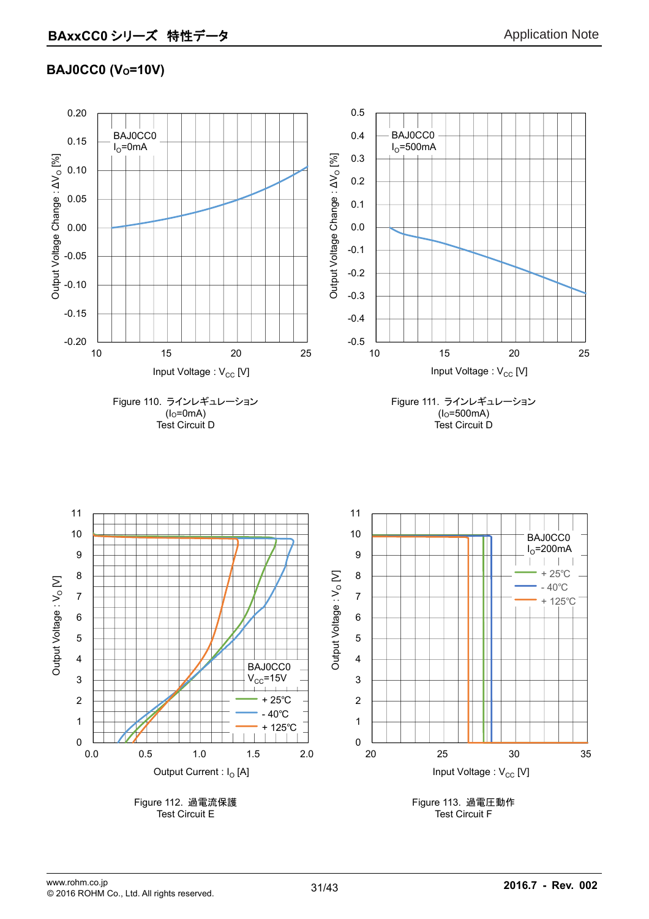## BAJ0CC0 ($V_O$=10V)

Figure 110. ラインレギュレーション
($I_O$=0mA)
Test Circuit D

Figure 111. ラインレギュレーション
($I_O$=500mA)
Test Circuit D

Figure 112. 過電流保護
Test Circuit E

Figure 113. 過電圧動作
Test Circuit F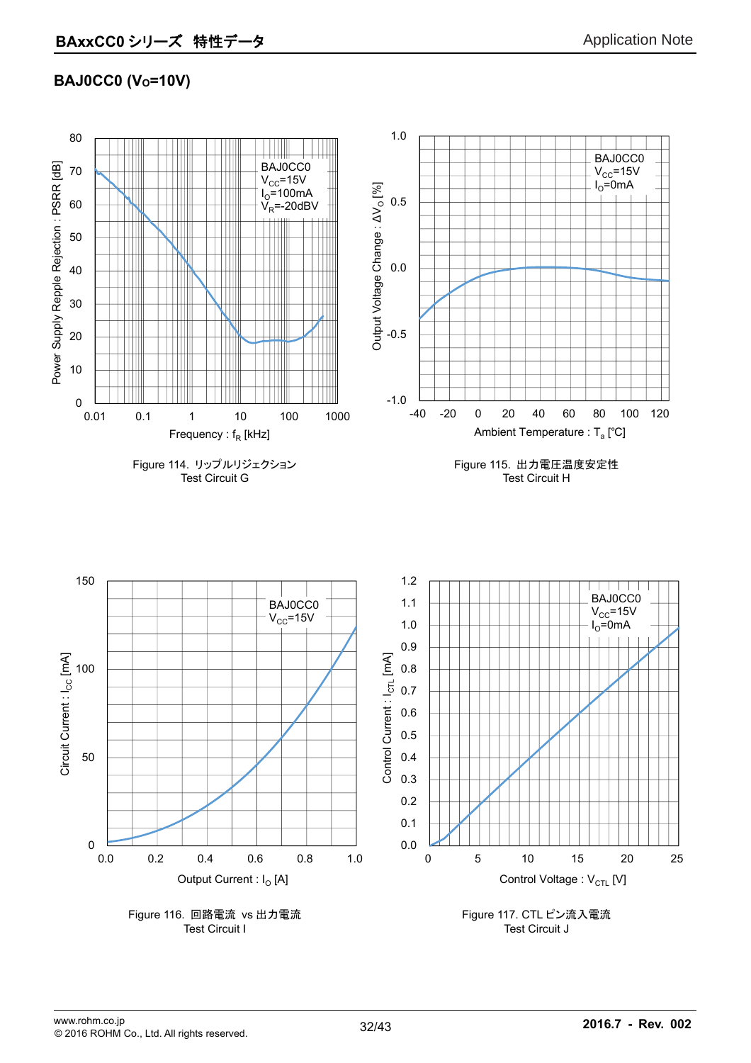## BAJ0CC0 ($V_O$=10V)

Figure 114. リップルリジェクション
Test Circuit G

Figure 115. 出力電圧温度安定性
Test Circuit H

Figure 116. 回路電流 vs 出力電流
Test Circuit I

Figure 117. CTL ピン流入電流
Test Circuit J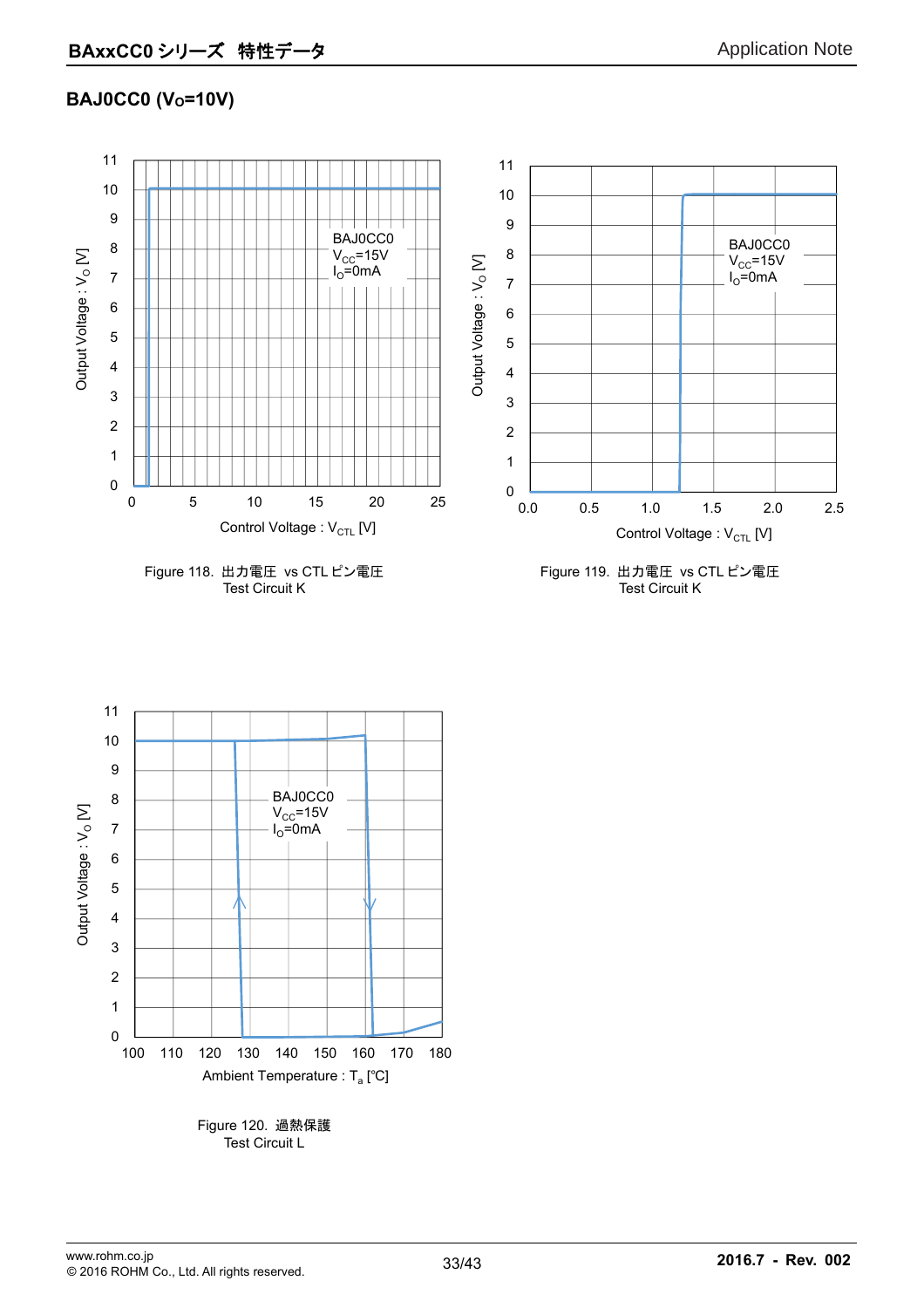## BAJ0CC0 ($V_O$=10V)

Figure 118. 出力電圧 vs CTL ピン電圧
Test Circuit K

Figure 119. 出力電圧 vs CTL ピン電圧
Test Circuit K

Figure 120. 過熱保護
Test Circuit L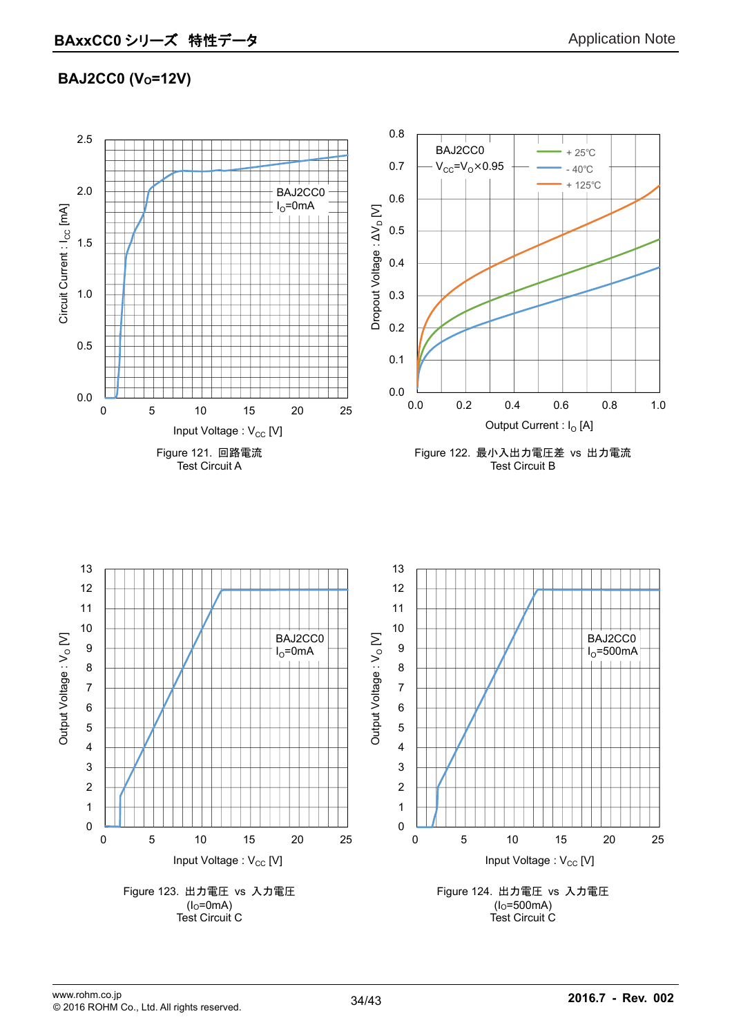## BAJ2CC0 ($V_O$=12V)

Figure 121. 回路電流
Test Circuit A

Figure 122. 最小入出力電圧差 vs 出力電流
Test Circuit B

Figure 123. 出力電圧 vs 入力電圧
($I_O$=0mA)
Test Circuit C

Figure 124. 出力電圧 vs 入力電圧
($I_O$=500mA)
Test Circuit C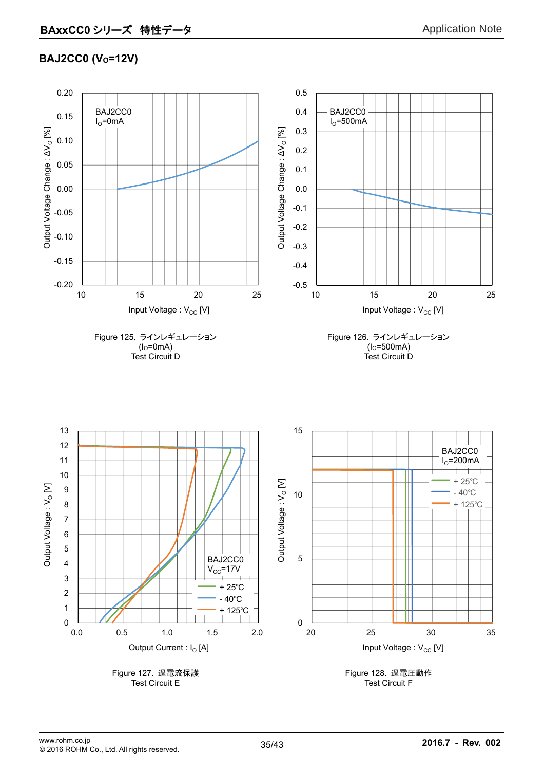## BAJ2CC0 ($V_O$=12V)

Figure 125. ラインレギュレーション
($I_O$=0mA)
Test Circuit D

Figure 126. ラインレギュレーション
($I_O$=500mA)
Test Circuit D

Figure 127. 過電流保護
Test Circuit E

Figure 128. 過電圧動作
Test Circuit F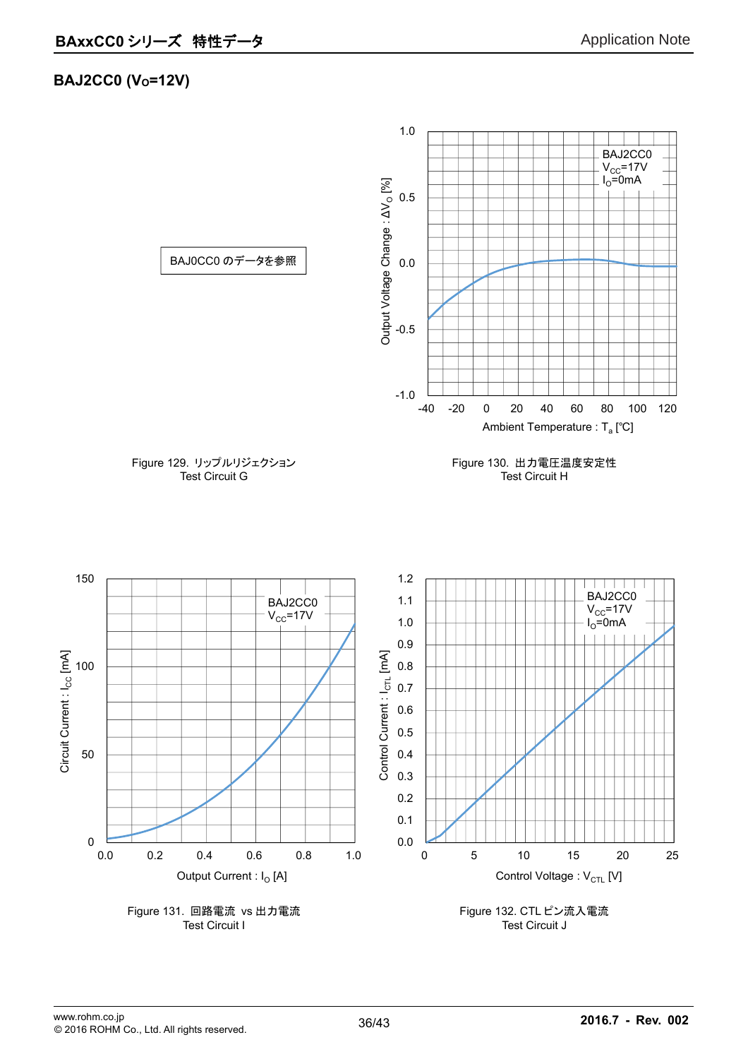## BAJ2CC0 ($V_O$=12V)

BAJ0CC0 のデータを参照

Figure 129. リップルリジェクション
Test Circuit G

Figure 130. 出力電圧温度安定性
Test Circuit H

Figure 131. 回路電流 vs 出力電流
Test Circuit I

Figure 132. CTL ピン流入電流
Test Circuit J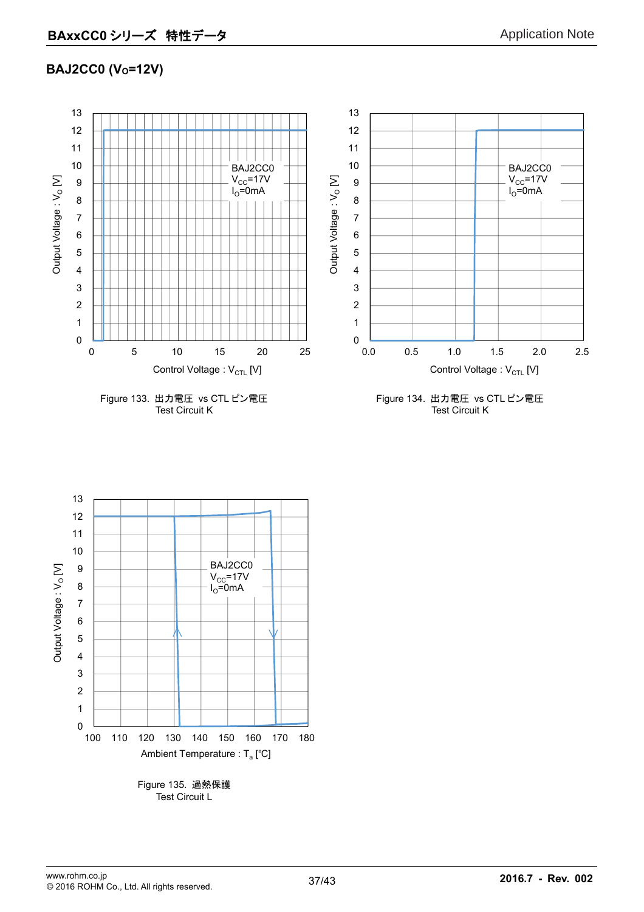### BAJ2CC0 ($V_O$=12V)

Figure 133. 出力電圧 vs CTL ピン電圧
Test Circuit K

Figure 134. 出力電圧 vs CTL ピン電圧
Test Circuit K

Figure 135. 過熱保護
Test Circuit L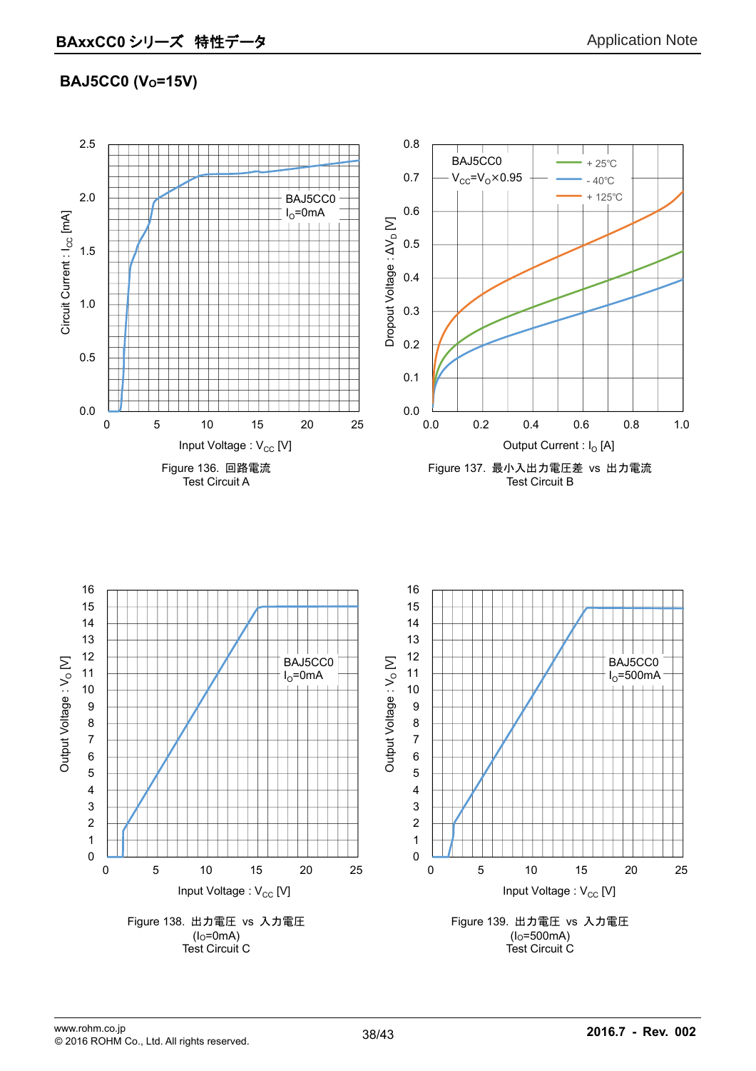## BAJ5CC0 ($V_O$=15V)

Figure 136. 回路電流
Test Circuit A

Figure 137. 最小入出力電圧差 vs 出力電流
Test Circuit B

Figure 138. 出力電圧 vs 入力電圧
($I_O$=0mA)
Test Circuit C

Figure 139. 出力電圧 vs 入力電圧
($I_O$=500mA)
Test Circuit C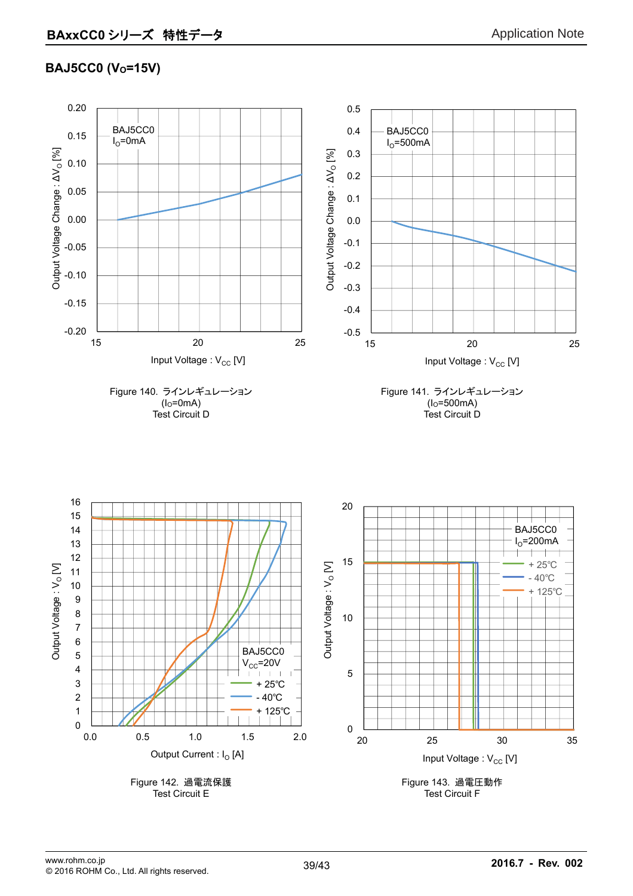## BAJ5CC0 ($V_O$=15V)

Figure 140. ラインレギュレーション
($I_O$=0mA)
Test Circuit D

Figure 141. ラインレギュレーション
($I_O$=500mA)
Test Circuit D

Figure 142. 過電流保護
Test Circuit E

Figure 143. 過電圧動作
Test Circuit F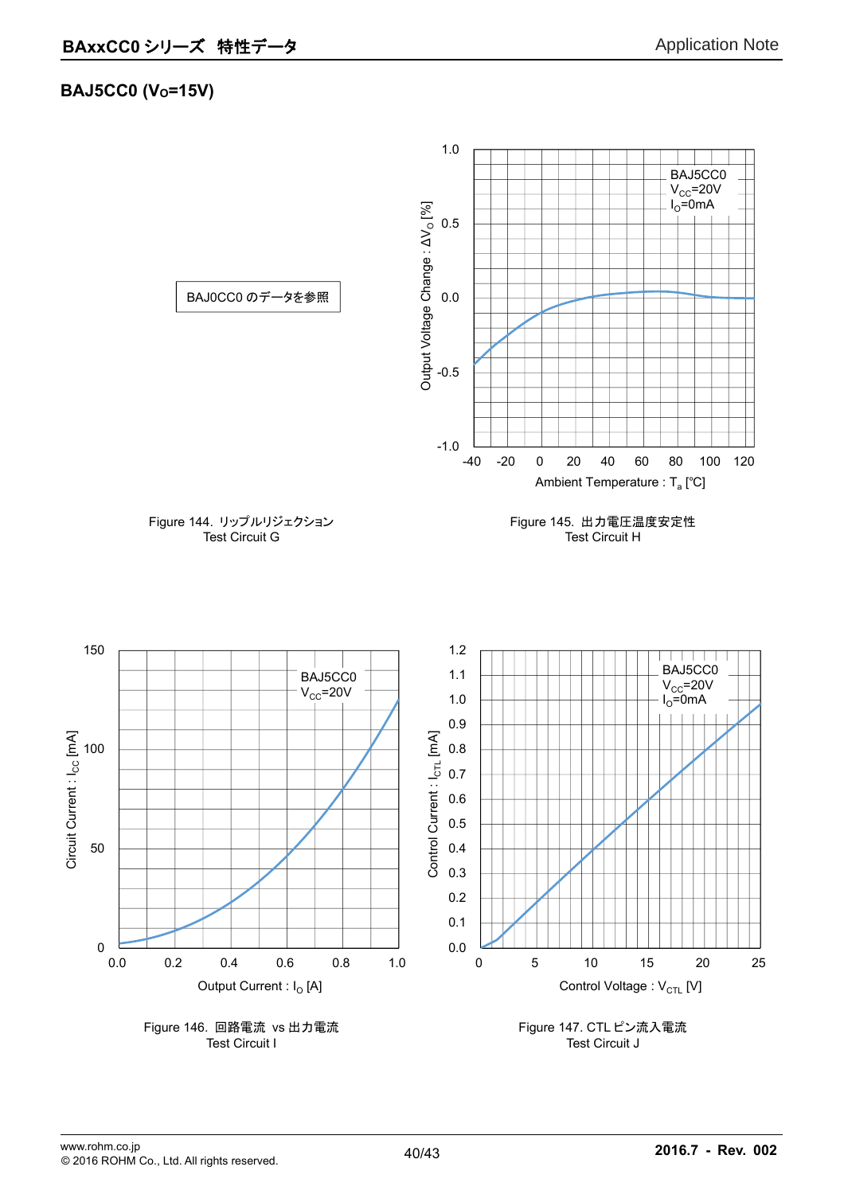## BAJ5CC0 ($V_O$=15V)

BAJ0CC0 のデータを参照

Figure 144. リップルリジェクション
Test Circuit G

Figure 145. 出力電圧温度安定性
Test Circuit H

Figure 146. 回路電流 vs 出力電流
Test Circuit I

Figure 147. CTL ピン流入電流
Test Circuit J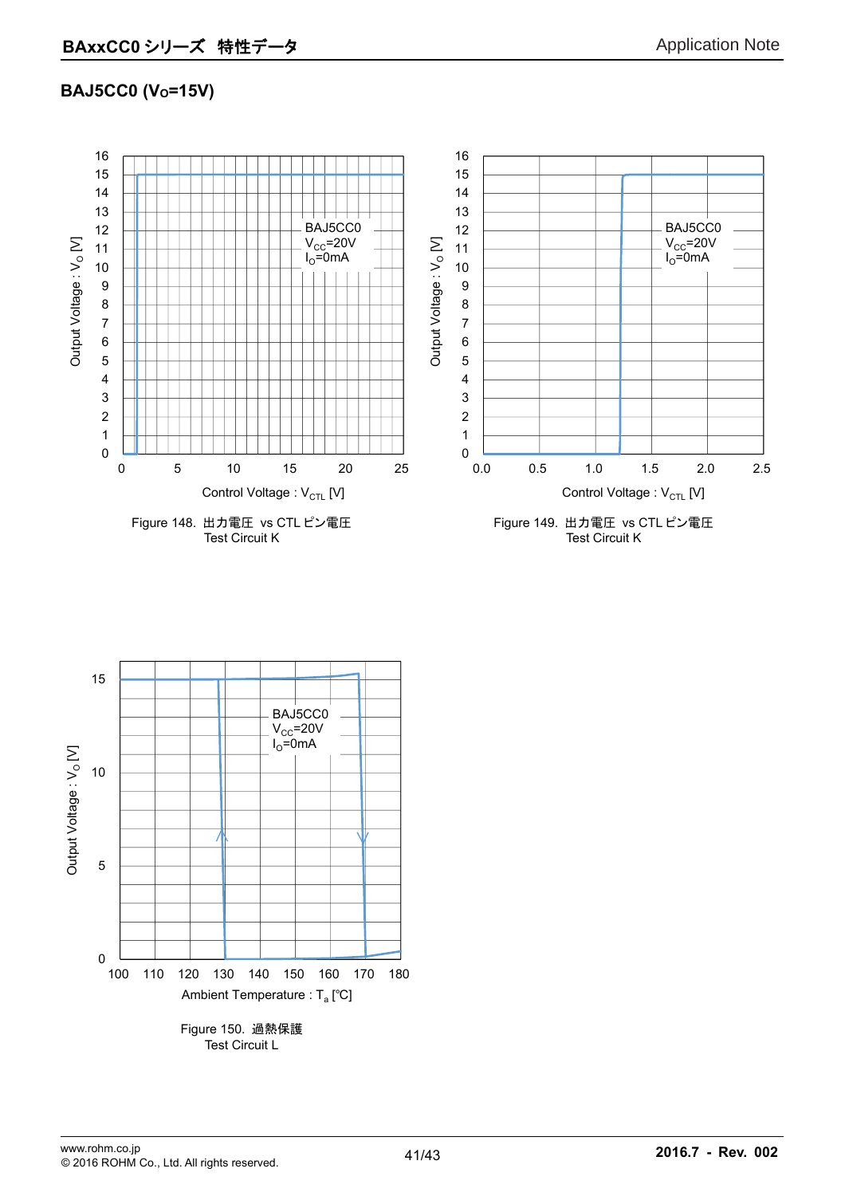## BAJ5CC0 ($V_O$=15V)

Figure 148. 出力電圧 vs CTL ピン電圧
Test Circuit K

Figure 149. 出力電圧 vs CTL ピン電圧
Test Circuit K

Figure 150. 過熱保護
Test Circuit L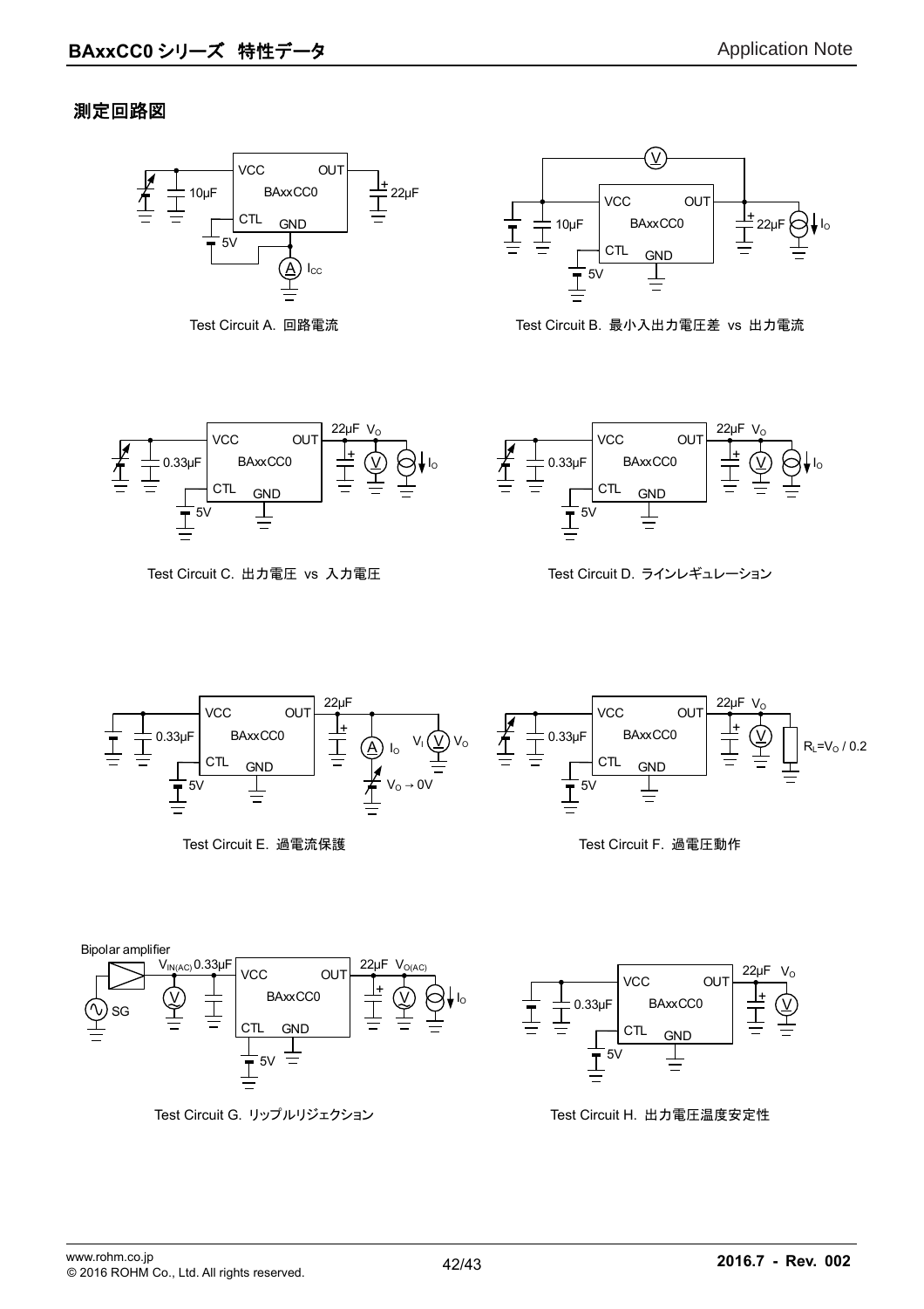## 測定回路図

Test Circuit A. 回路電流

Test Circuit B. 最小入出力電圧差 vs 出力電流

Test Circuit C. 出力電圧 vs 入力電圧

Test Circuit D. ラインレギュレーション

Test Circuit E. 過電流保護

Test Circuit F. 過電圧動作

Test Circuit G. リップルリジェクション

Test Circuit H. 出力電圧温度安定性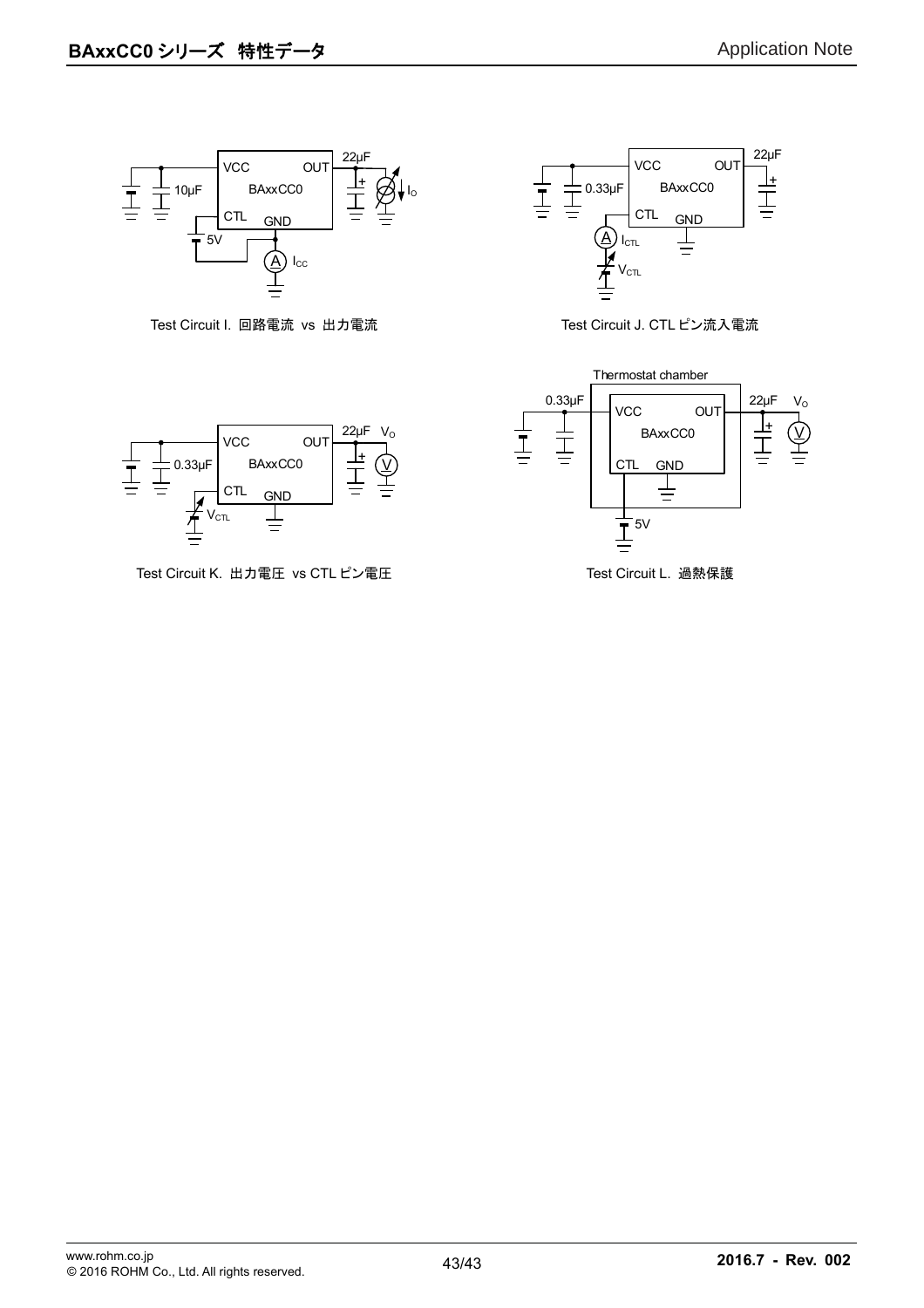Test Circuit I. 回路電流 vs 出力電流

Test Circuit J. CTL ピン流入電流

Test Circuit K. 出力電圧 vs CTL ピン電圧

Test Circuit L. 過熱保護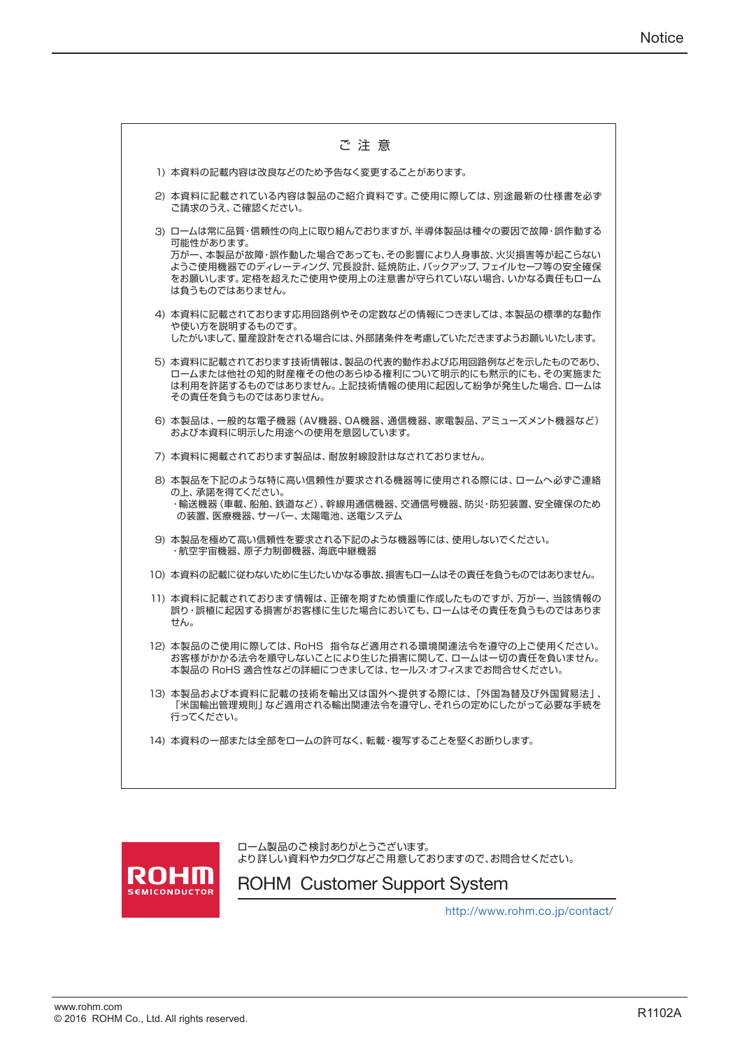# ご 注 意

1) 本資料の記載内容は改良などのため予告なく変更することがあります。

2) 本資料に記載されている内容は製品のご紹介資料です。ご使用に際しては、別途最新の仕様書を必ずご請求のうえ、ご確認ください。

3) ロームは常に品質・信頼性の向上に取り組んでおりますが、半導体製品は種々の要因で故障・誤作動する可能性があります。
万が一、本製品が故障・誤作動した場合であっても、その影響により人身事故、火災損害等が起こらないようご使用機器でのディレーティング、冗長設計、延焼防止、バックアップ、フェイルセーフ等の安全確保をお願いします。定格を超えたご使用や使用上の注意書が守られていない場合、いかなる責任もロームは負うものではありません。

4) 本資料に記載されております応用回路例やその定数などの情報につきましては、本製品の標準的な動作や使い方を説明するものです。
したがいまして、量産設計をされる場合には、外部諸条件を考慮していただきますようお願いいたします。

5) 本資料に記載されております技術情報は、製品の代表的動作および応用回路例などを示したものであり、ロームまたは他社の知的財産権その他のあらゆる権利について明示的にも黙示的にも、その実施または利用を許諾するものではありません。上記技術情報の使用に起因して紛争が発生した場合、ロームはその責任を負うものではありません。

6) 本製品は、一般的な電子機器（AV機器、OA機器、通信機器、家電製品、アミューズメント機器など）および本資料に明示した用途への使用を意図しています。

7) 本資料に掲載されております製品は、耐放射線設計はなされておりません。

8) 本製品を下記のような特に高い信頼性が要求される機器等に使用される際には、ロームへ必ずご連絡の上、承諾を得てください。
・輸送機器（車載、船舶、鉄道など）、幹線用通信機器、交通信号機器、防災・防犯装置、安全確保のための装置、医療機器、サーバー、太陽電池、送電システム

9) 本製品を極めて高い信頼性を要求される下記のような機器等には、使用しないでください。
・航空宇宙機器、原子力制御機器、海底中継機器

10) 本資料の記載に従わないために生じたいかなる事故、損害もロームはその責任を負うものではありません。

11) 本資料に記載されております情報は、正確を期すため慎重に作成したものですが、万が一、当該情報の誤り・誤植に起因する損害がお客様に生じた場合においても、ロームはその責任を負うものではありません。

12) 本製品のご使用に際しては、RoHS 指令など適用される環境関連法令を遵守の上ご使用ください。
お客様がかかる法令を順守しないことにより生じた損害に関して、ロームは一切の責任を負いません。
本製品の RoHS 適合性などの詳細につきましては、セールス・オフィスまでお問合せください。

13) 本製品および本資料に記載の技術を輸出又は国外へ提供する際には、「外国為替及び外国貿易法」、「米国輸出管理規則」など適用される輸出関連法令を遵守し、それらの定めにしたがって必要な手続を行ってください。

14) 本資料の一部または全部をロームの許可なく、転載・複写することを堅くお断りします。

ROHM SEMICONDUCTOR

ローム製品のご検討ありがとうございます。
より詳しい資料やカタログなどご用意しておりますので、お問合せください。

ROHM Customer Support System

http://www.rohm.co.jp/contact/

www.rohm.com
© 2016 ROHM Co., Ltd. All rights reserved.

R1102A